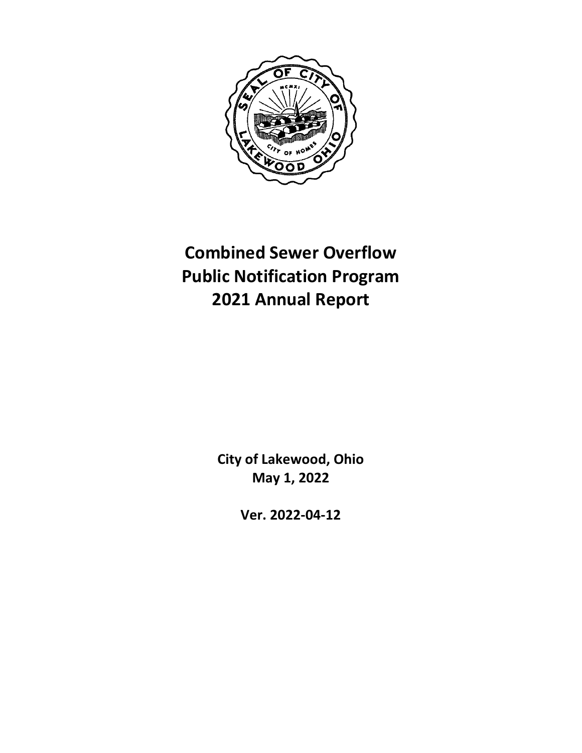# Combined Sewer Overflow Public Notification Program 2021 Annual Report

**City of Lakewood, Ohio**
**May 1, 2022**

**Ver. 2022-04-12**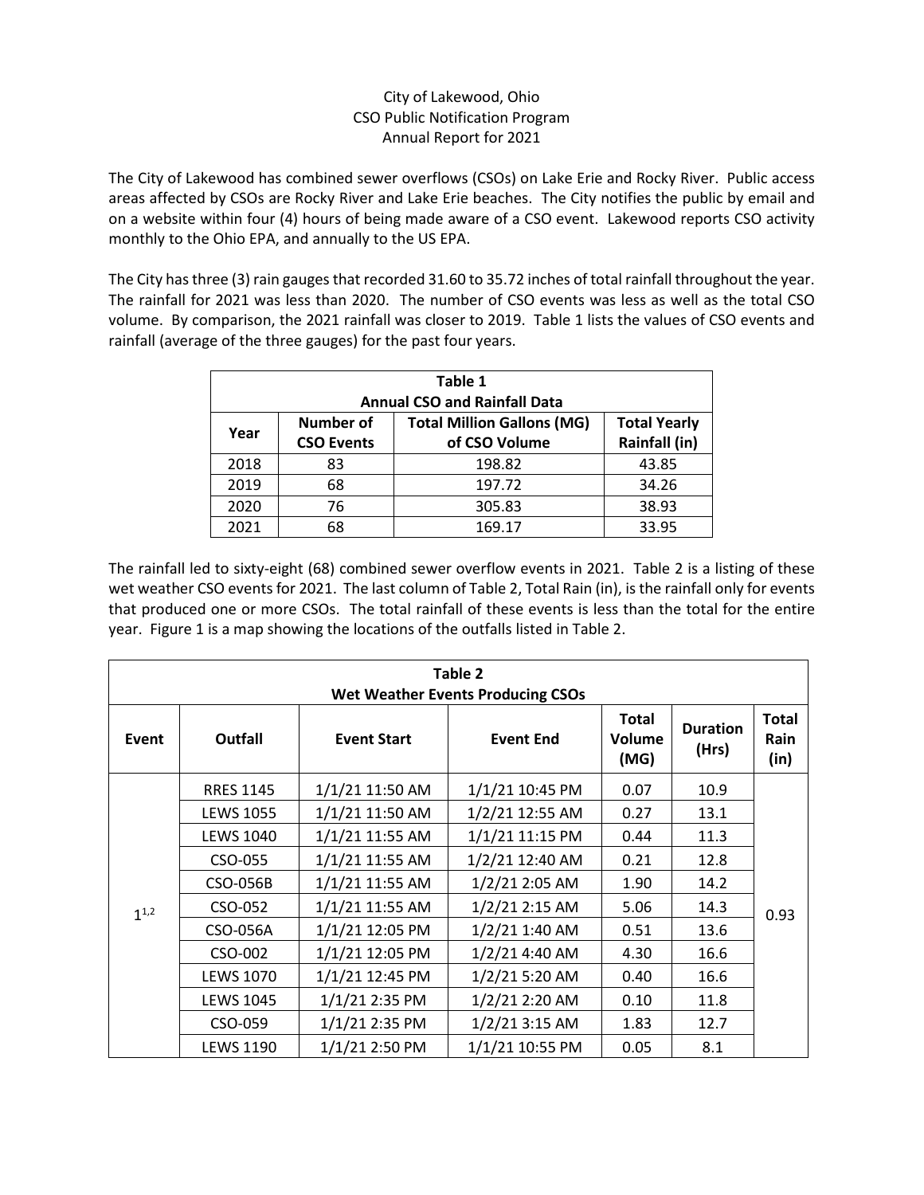City of Lakewood, Ohio
CSO Public Notification Program
Annual Report for 2021

The City of Lakewood has combined sewer overflows (CSOs) on Lake Erie and Rocky River. Public access areas affected by CSOs are Rocky River and Lake Erie beaches. The City notifies the public by email and on a website within four (4) hours of being made aware of a CSO event. Lakewood reports CSO activity monthly to the Ohio EPA, and annually to the US EPA.

The City has three (3) rain gauges that recorded 31.60 to 35.72 inches of total rainfall throughout the year. The rainfall for 2021 was less than 2020. The number of CSO events was less as well as the total CSO volume. By comparison, the 2021 rainfall was closer to 2019. Table 1 lists the values of CSO events and rainfall (average of the three gauges) for the past four years.

**Table 1**
**Annual CSO and Rainfall Data**

| Year | Number of CSO Events | Total Million Gallons (MG) of CSO Volume | Total Yearly Rainfall (in) |
|---|---|---|---|
| 2018 | 83 | 198.82 | 43.85 |
| 2019 | 68 | 197.72 | 34.26 |
| 2020 | 76 | 305.83 | 38.93 |
| 2021 | 68 | 169.17 | 33.95 |

The rainfall led to sixty-eight (68) combined sewer overflow events in 2021. Table 2 is a listing of these wet weather CSO events for 2021. The last column of Table 2, Total Rain (in), is the rainfall only for events that produced one or more CSOs. The total rainfall of these events is less than the total for the entire year. Figure 1 is a map showing the locations of the outfalls listed in Table 2.

**Table 2**
**Wet Weather Events Producing CSOs**

| Event | Outfall | Event Start | Event End | Total Volume (MG) | Duration (Hrs) | Total Rain (in) |
|---|---|---|---|---|---|---|
| 1[1,2] | RRES 1145 | 1/1/21 11:50 AM | 1/1/21 10:45 PM | 0.07 | 10.9 | 0.93 |
| | LEWS 1055 | 1/1/21 11:50 AM | 1/2/21 12:55 AM | 0.27 | 13.1 | |
| | LEWS 1040 | 1/1/21 11:55 AM | 1/1/21 11:15 PM | 0.44 | 11.3 | |
| | CSO-055 | 1/1/21 11:55 AM | 1/2/21 12:40 AM | 0.21 | 12.8 | |
| | CSO-056B | 1/1/21 11:55 AM | 1/2/21 2:05 AM | 1.90 | 14.2 | |
| | CSO-052 | 1/1/21 11:55 AM | 1/2/21 2:15 AM | 5.06 | 14.3 | |
| | CSO-056A | 1/1/21 12:05 PM | 1/2/21 1:40 AM | 0.51 | 13.6 | |
| | CSO-002 | 1/1/21 12:05 PM | 1/2/21 4:40 AM | 4.30 | 16.6 | |
| | LEWS 1070 | 1/1/21 12:45 PM | 1/2/21 5:20 AM | 0.40 | 16.6 | |
| | LEWS 1045 | 1/1/21 2:35 PM | 1/2/21 2:20 AM | 0.10 | 11.8 | |
| | CSO-059 | 1/1/21 2:35 PM | 1/2/21 3:15 AM | 1.83 | 12.7 | |
| | LEWS 1190 | 1/1/21 2:50 PM | 1/1/21 10:55 PM | 0.05 | 8.1 | |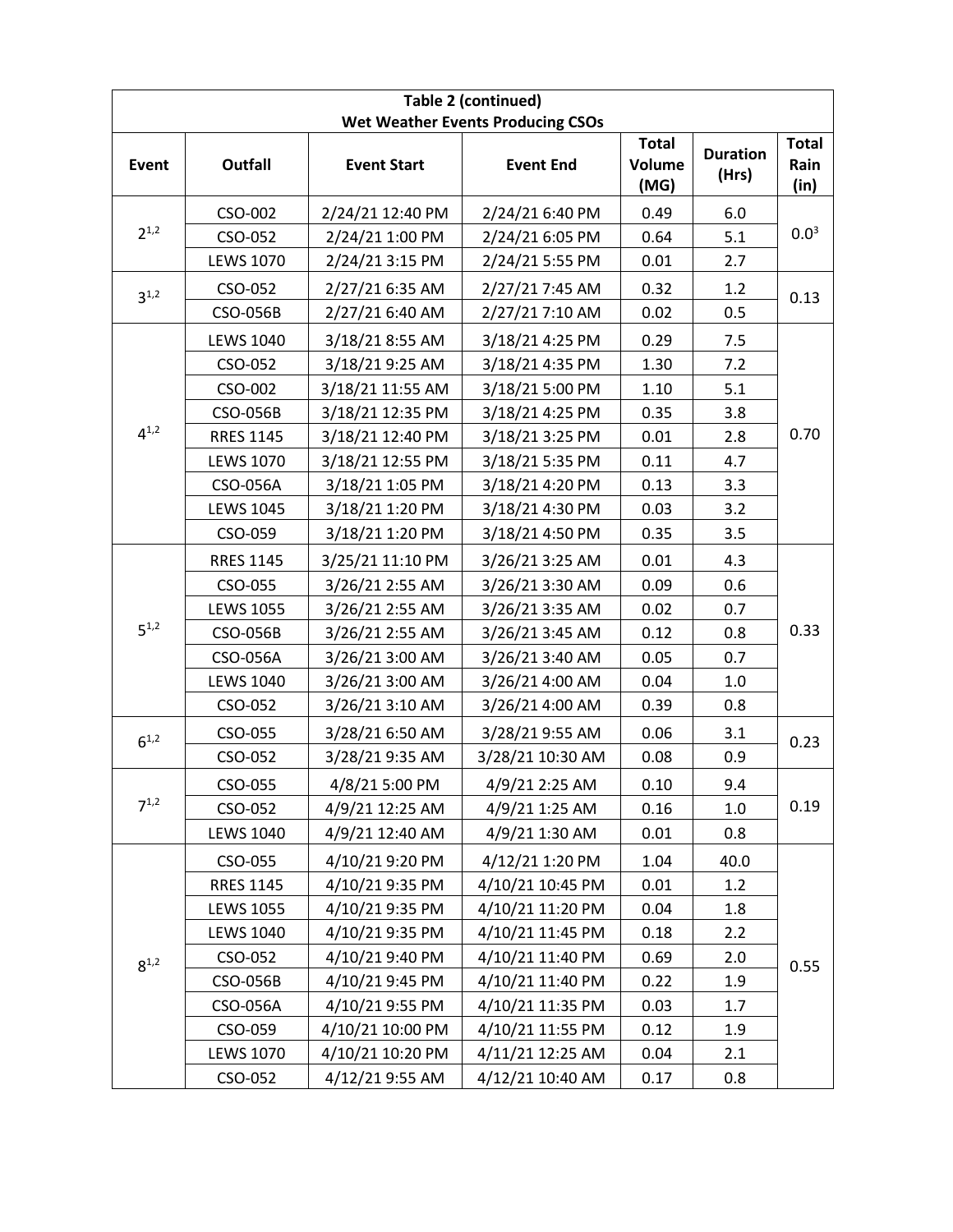| Table 2 (continued)<br>Wet Weather Events Producing CSOs | | | | | | |
|---|---|---|---|---|---|---|
| Event | Outfall | Event Start | Event End | Total Volume (MG) | Duration (Hrs) | Total Rain (in) |
| 2[1,2] | CSO-002 | 2/24/21 12:40 PM | 2/24/21 6:40 PM | 0.49 | 6.0 | 0.0[3] |
| | CSO-052 | 2/24/21 1:00 PM | 2/24/21 6:05 PM | 0.64 | 5.1 | |
| | LEWS 1070 | 2/24/21 3:15 PM | 2/24/21 5:55 PM | 0.01 | 2.7 | |
| 3[1,2] | CSO-052 | 2/27/21 6:35 AM | 2/27/21 7:45 AM | 0.32 | 1.2 | 0.13 |
| | CSO-056B | 2/27/21 6:40 AM | 2/27/21 7:10 AM | 0.02 | 0.5 | |
| 4[1,2] | LEWS 1040 | 3/18/21 8:55 AM | 3/18/21 4:25 PM | 0.29 | 7.5 | 0.70 |
| | CSO-052 | 3/18/21 9:25 AM | 3/18/21 4:35 PM | 1.30 | 7.2 | |
| | CSO-002 | 3/18/21 11:55 AM | 3/18/21 5:00 PM | 1.10 | 5.1 | |
| | CSO-056B | 3/18/21 12:35 PM | 3/18/21 4:25 PM | 0.35 | 3.8 | |
| | RRES 1145 | 3/18/21 12:40 PM | 3/18/21 3:25 PM | 0.01 | 2.8 | |
| | LEWS 1070 | 3/18/21 12:55 PM | 3/18/21 5:35 PM | 0.11 | 4.7 | |
| | CSO-056A | 3/18/21 1:05 PM | 3/18/21 4:20 PM | 0.13 | 3.3 | |
| | LEWS 1045 | 3/18/21 1:20 PM | 3/18/21 4:30 PM | 0.03 | 3.2 | |
| | CSO-059 | 3/18/21 1:20 PM | 3/18/21 4:50 PM | 0.35 | 3.5 | |
| 5[1,2] | RRES 1145 | 3/25/21 11:10 PM | 3/26/21 3:25 AM | 0.01 | 4.3 | 0.33 |
| | CSO-055 | 3/26/21 2:55 AM | 3/26/21 3:30 AM | 0.09 | 0.6 | |
| | LEWS 1055 | 3/26/21 2:55 AM | 3/26/21 3:35 AM | 0.02 | 0.7 | |
| | CSO-056B | 3/26/21 2:55 AM | 3/26/21 3:45 AM | 0.12 | 0.8 | |
| | CSO-056A | 3/26/21 3:00 AM | 3/26/21 3:40 AM | 0.05 | 0.7 | |
| | LEWS 1040 | 3/26/21 3:00 AM | 3/26/21 4:00 AM | 0.04 | 1.0 | |
| | CSO-052 | 3/26/21 3:10 AM | 3/26/21 4:00 AM | 0.39 | 0.8 | |
| 6[1,2] | CSO-055 | 3/28/21 6:50 AM | 3/28/21 9:55 AM | 0.06 | 3.1 | 0.23 |
| | CSO-052 | 3/28/21 9:35 AM | 3/28/21 10:30 AM | 0.08 | 0.9 | |
| 7[1,2] | CSO-055 | 4/8/21 5:00 PM | 4/9/21 2:25 AM | 0.10 | 9.4 | 0.19 |
| | CSO-052 | 4/9/21 12:25 AM | 4/9/21 1:25 AM | 0.16 | 1.0 | |
| | LEWS 1040 | 4/9/21 12:40 AM | 4/9/21 1:30 AM | 0.01 | 0.8 | |
| 8[1,2] | CSO-055 | 4/10/21 9:20 PM | 4/12/21 1:20 PM | 1.04 | 40.0 | 0.55 |
| | RRES 1145 | 4/10/21 9:35 PM | 4/10/21 10:45 PM | 0.01 | 1.2 | |
| | LEWS 1055 | 4/10/21 9:35 PM | 4/10/21 11:20 PM | 0.04 | 1.8 | |
| | LEWS 1040 | 4/10/21 9:35 PM | 4/10/21 11:45 PM | 0.18 | 2.2 | |
| | CSO-052 | 4/10/21 9:40 PM | 4/10/21 11:40 PM | 0.69 | 2.0 | |
| | CSO-056B | 4/10/21 9:45 PM | 4/10/21 11:40 PM | 0.22 | 1.9 | |
| | CSO-056A | 4/10/21 9:55 PM | 4/10/21 11:35 PM | 0.03 | 1.7 | |
| | CSO-059 | 4/10/21 10:00 PM | 4/10/21 11:55 PM | 0.12 | 1.9 | |
| | LEWS 1070 | 4/10/21 10:20 PM | 4/11/21 12:25 AM | 0.04 | 2.1 | |
| | CSO-052 | 4/12/21 9:55 AM | 4/12/21 10:40 AM | 0.17 | 0.8 | |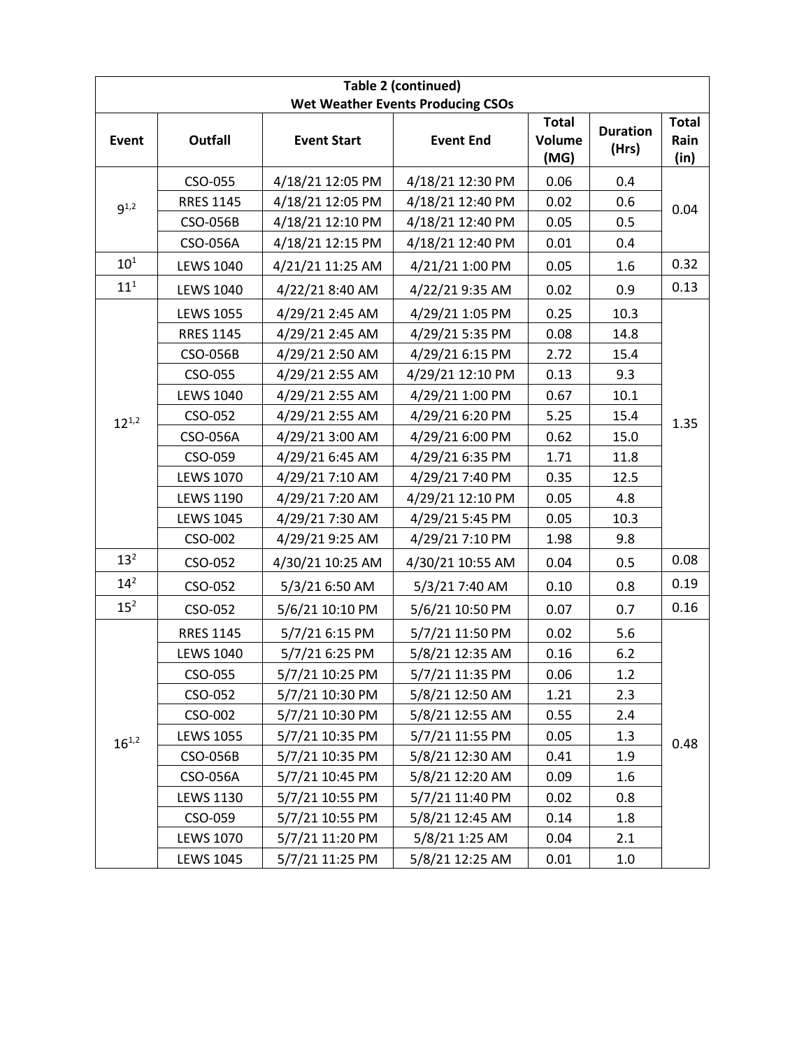**Table 2 (continued)**
**Wet Weather Events Producing CSOs**

| Event | Outfall | Event Start | Event End | Total Volume (MG) | Duration (Hrs) | Total Rain (in) |
|---|---|---|---|---|---|---|
| 9[1,2] | CSO-055 | 4/18/21 12:05 PM | 4/18/21 12:30 PM | 0.06 | 0.4 | 0.04 |
| | RRES 1145 | 4/18/21 12:05 PM | 4/18/21 12:40 PM | 0.02 | 0.6 | |
| | CSO-056B | 4/18/21 12:10 PM | 4/18/21 12:40 PM | 0.05 | 0.5 | |
| | CSO-056A | 4/18/21 12:15 PM | 4/18/21 12:40 PM | 0.01 | 0.4 | |
| 10[1] | LEWS 1040 | 4/21/21 11:25 AM | 4/21/21 1:00 PM | 0.05 | 1.6 | 0.32 |
| 11[1] | LEWS 1040 | 4/22/21 8:40 AM | 4/22/21 9:35 AM | 0.02 | 0.9 | 0.13 |
| 12[1,2] | LEWS 1055 | 4/29/21 2:45 AM | 4/29/21 1:05 PM | 0.25 | 10.3 | 1.35 |
| | RRES 1145 | 4/29/21 2:45 AM | 4/29/21 5:35 PM | 0.08 | 14.8 | |
| | CSO-056B | 4/29/21 2:50 AM | 4/29/21 6:15 PM | 2.72 | 15.4 | |
| | CSO-055 | 4/29/21 2:55 AM | 4/29/21 12:10 PM | 0.13 | 9.3 | |
| | LEWS 1040 | 4/29/21 2:55 AM | 4/29/21 1:00 PM | 0.67 | 10.1 | |
| | CSO-052 | 4/29/21 2:55 AM | 4/29/21 6:20 PM | 5.25 | 15.4 | |
| | CSO-056A | 4/29/21 3:00 AM | 4/29/21 6:00 PM | 0.62 | 15.0 | |
| | CSO-059 | 4/29/21 6:45 AM | 4/29/21 6:35 PM | 1.71 | 11.8 | |
| | LEWS 1070 | 4/29/21 7:10 AM | 4/29/21 7:40 PM | 0.35 | 12.5 | |
| | LEWS 1190 | 4/29/21 7:20 AM | 4/29/21 12:10 PM | 0.05 | 4.8 | |
| | LEWS 1045 | 4/29/21 7:30 AM | 4/29/21 5:45 PM | 0.05 | 10.3 | |
| | CSO-002 | 4/29/21 9:25 AM | 4/29/21 7:10 PM | 1.98 | 9.8 | |
| 13[2] | CSO-052 | 4/30/21 10:25 AM | 4/30/21 10:55 AM | 0.04 | 0.5 | 0.08 |
| 14[2] | CSO-052 | 5/3/21 6:50 AM | 5/3/21 7:40 AM | 0.10 | 0.8 | 0.19 |
| 15[2] | CSO-052 | 5/6/21 10:10 PM | 5/6/21 10:50 PM | 0.07 | 0.7 | 0.16 |
| 16[1,2] | RRES 1145 | 5/7/21 6:15 PM | 5/7/21 11:50 PM | 0.02 | 5.6 | 0.48 |
| | LEWS 1040 | 5/7/21 6:25 PM | 5/8/21 12:35 AM | 0.16 | 6.2 | |
| | CSO-055 | 5/7/21 10:25 PM | 5/7/21 11:35 PM | 0.06 | 1.2 | |
| | CSO-052 | 5/7/21 10:30 PM | 5/8/21 12:50 AM | 1.21 | 2.3 | |
| | CSO-002 | 5/7/21 10:30 PM | 5/8/21 12:55 AM | 0.55 | 2.4 | |
| | LEWS 1055 | 5/7/21 10:35 PM | 5/7/21 11:55 PM | 0.05 | 1.3 | |
| | CSO-056B | 5/7/21 10:35 PM | 5/8/21 12:30 AM | 0.41 | 1.9 | |
| | CSO-056A | 5/7/21 10:45 PM | 5/8/21 12:20 AM | 0.09 | 1.6 | |
| | LEWS 1130 | 5/7/21 10:55 PM | 5/7/21 11:40 PM | 0.02 | 0.8 | |
| | CSO-059 | 5/7/21 10:55 PM | 5/8/21 12:45 AM | 0.14 | 1.8 | |
| | LEWS 1070 | 5/7/21 11:20 PM | 5/8/21 1:25 AM | 0.04 | 2.1 | |
| | LEWS 1045 | 5/7/21 11:25 PM | 5/8/21 12:25 AM | 0.01 | 1.0 | |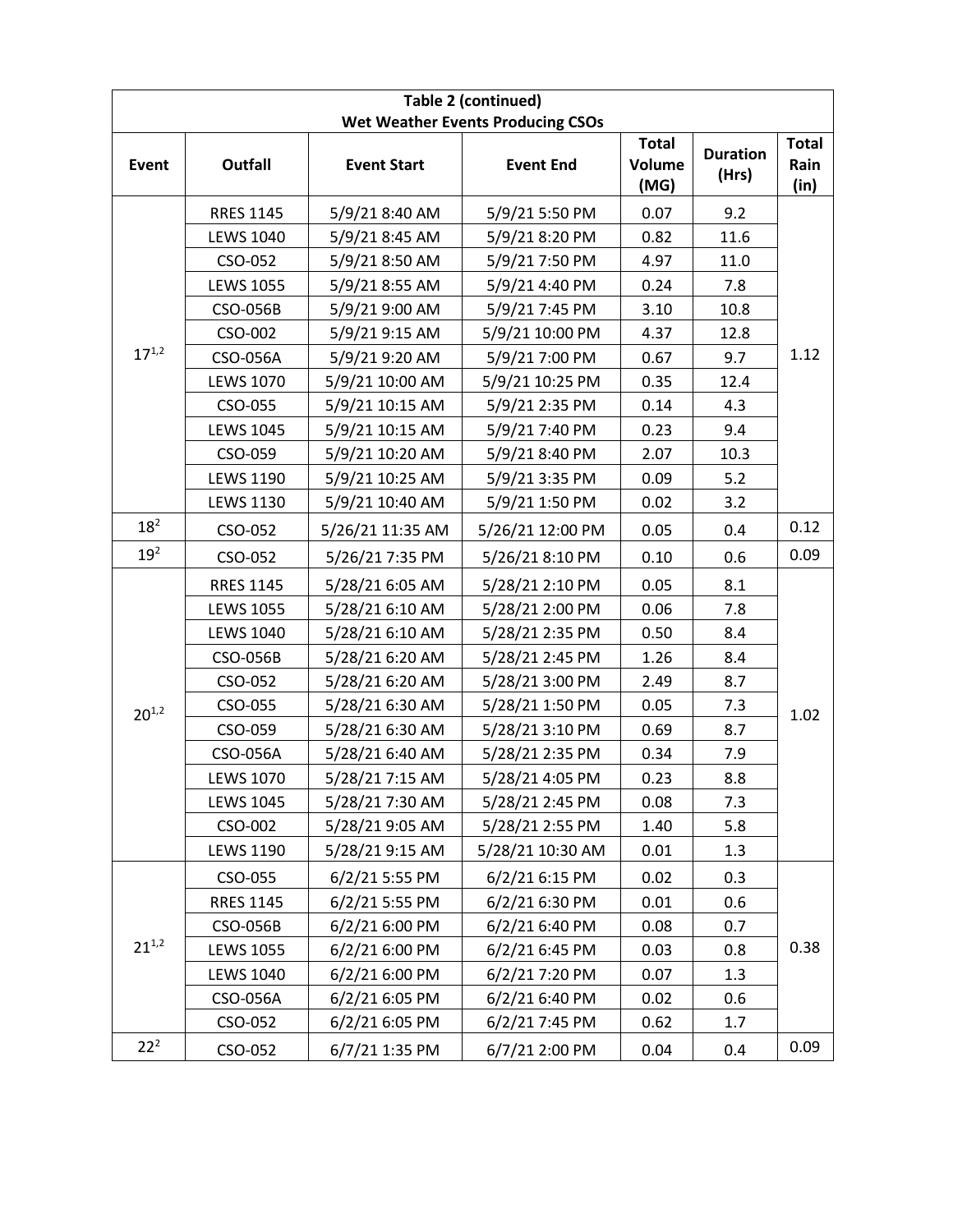| Table 2 (continued) Wet Weather Events Producing CSOs | | | | | | |
|---|---|---|---|---|---|---|
| Event | Outfall | Event Start | Event End | Total Volume (MG) | Duration (Hrs) | Total Rain (in) |
| 17[1,2] | RRES 1145 | 5/9/21 8:40 AM | 5/9/21 5:50 PM | 0.07 | 9.2 | 1.12 |
| | LEWS 1040 | 5/9/21 8:45 AM | 5/9/21 8:20 PM | 0.82 | 11.6 | |
| | CSO-052 | 5/9/21 8:50 AM | 5/9/21 7:50 PM | 4.97 | 11.0 | |
| | LEWS 1055 | 5/9/21 8:55 AM | 5/9/21 4:40 PM | 0.24 | 7.8 | |
| | CSO-056B | 5/9/21 9:00 AM | 5/9/21 7:45 PM | 3.10 | 10.8 | |
| | CSO-002 | 5/9/21 9:15 AM | 5/9/21 10:00 PM | 4.37 | 12.8 | |
| | CSO-056A | 5/9/21 9:20 AM | 5/9/21 7:00 PM | 0.67 | 9.7 | |
| | LEWS 1070 | 5/9/21 10:00 AM | 5/9/21 10:25 PM | 0.35 | 12.4 | |
| | CSO-055 | 5/9/21 10:15 AM | 5/9/21 2:35 PM | 0.14 | 4.3 | |
| | LEWS 1045 | 5/9/21 10:15 AM | 5/9/21 7:40 PM | 0.23 | 9.4 | |
| | CSO-059 | 5/9/21 10:20 AM | 5/9/21 8:40 PM | 2.07 | 10.3 | |
| | LEWS 1190 | 5/9/21 10:25 AM | 5/9/21 3:35 PM | 0.09 | 5.2 | |
| | LEWS 1130 | 5/9/21 10:40 AM | 5/9/21 1:50 PM | 0.02 | 3.2 | |
| 18[2] | CSO-052 | 5/26/21 11:35 AM | 5/26/21 12:00 PM | 0.05 | 0.4 | 0.12 |
| 19[2] | CSO-052 | 5/26/21 7:35 PM | 5/26/21 8:10 PM | 0.10 | 0.6 | 0.09 |
| 20[1,2] | RRES 1145 | 5/28/21 6:05 AM | 5/28/21 2:10 PM | 0.05 | 8.1 | 1.02 |
| | LEWS 1055 | 5/28/21 6:10 AM | 5/28/21 2:00 PM | 0.06 | 7.8 | |
| | LEWS 1040 | 5/28/21 6:10 AM | 5/28/21 2:35 PM | 0.50 | 8.4 | |
| | CSO-056B | 5/28/21 6:20 AM | 5/28/21 2:45 PM | 1.26 | 8.4 | |
| | CSO-052 | 5/28/21 6:20 AM | 5/28/21 3:00 PM | 2.49 | 8.7 | |
| | CSO-055 | 5/28/21 6:30 AM | 5/28/21 1:50 PM | 0.05 | 7.3 | |
| | CSO-059 | 5/28/21 6:30 AM | 5/28/21 3:10 PM | 0.69 | 8.7 | |
| | CSO-056A | 5/28/21 6:40 AM | 5/28/21 2:35 PM | 0.34 | 7.9 | |
| | LEWS 1070 | 5/28/21 7:15 AM | 5/28/21 4:05 PM | 0.23 | 8.8 | |
| | LEWS 1045 | 5/28/21 7:30 AM | 5/28/21 2:45 PM | 0.08 | 7.3 | |
| | CSO-002 | 5/28/21 9:05 AM | 5/28/21 2:55 PM | 1.40 | 5.8 | |
| | LEWS 1190 | 5/28/21 9:15 AM | 5/28/21 10:30 AM | 0.01 | 1.3 | |
| 21[1,2] | CSO-055 | 6/2/21 5:55 PM | 6/2/21 6:15 PM | 0.02 | 0.3 | 0.38 |
| | RRES 1145 | 6/2/21 5:55 PM | 6/2/21 6:30 PM | 0.01 | 0.6 | |
| | CSO-056B | 6/2/21 6:00 PM | 6/2/21 6:40 PM | 0.08 | 0.7 | |
| | LEWS 1055 | 6/2/21 6:00 PM | 6/2/21 6:45 PM | 0.03 | 0.8 | |
| | LEWS 1040 | 6/2/21 6:00 PM | 6/2/21 7:20 PM | 0.07 | 1.3 | |
| | CSO-056A | 6/2/21 6:05 PM | 6/2/21 6:40 PM | 0.02 | 0.6 | |
| | CSO-052 | 6/2/21 6:05 PM | 6/2/21 7:45 PM | 0.62 | 1.7 | |
| 22[2] | CSO-052 | 6/7/21 1:35 PM | 6/7/21 2:00 PM | 0.04 | 0.4 | 0.09 |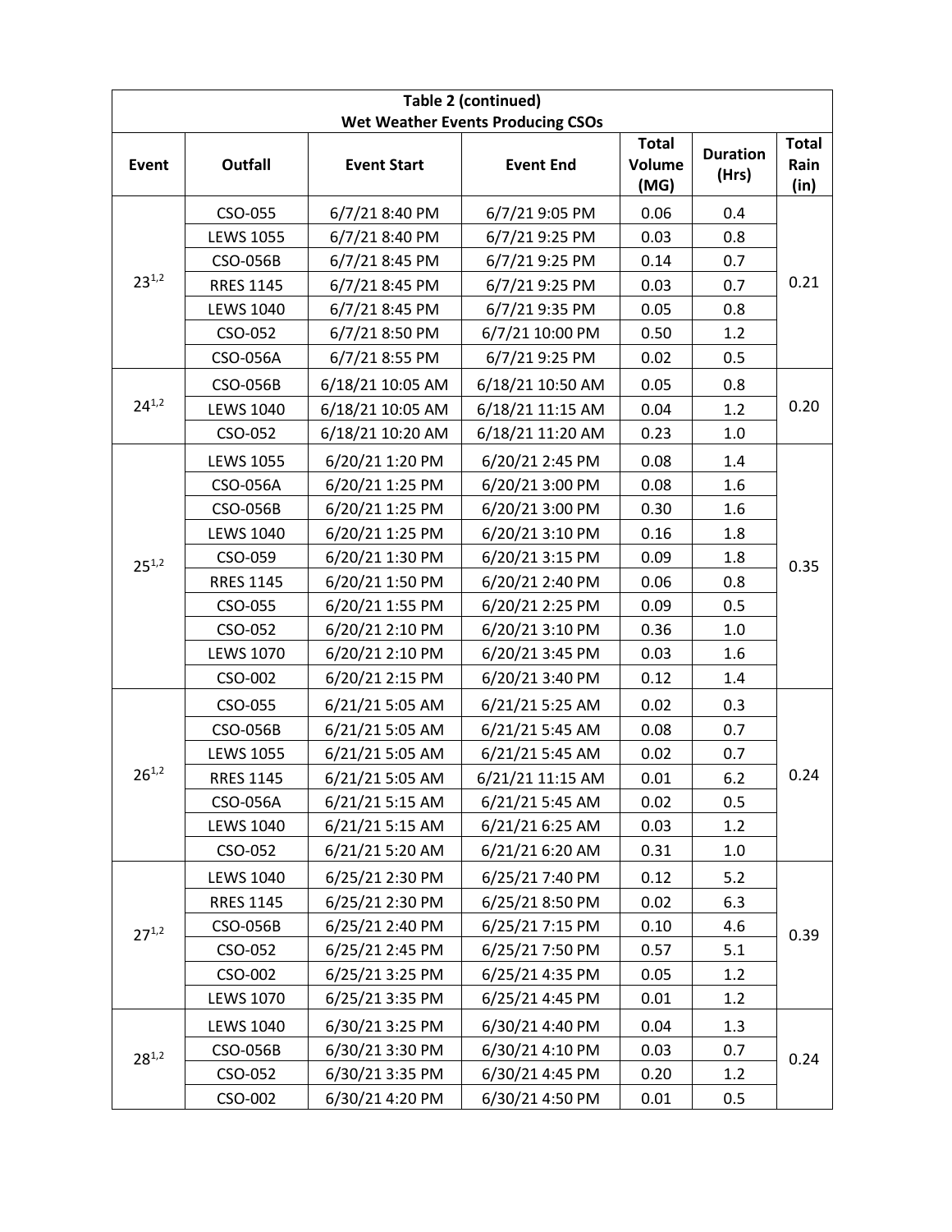| Table 2 (continued) Wet Weather Events Producing CSOs | | | | | | |
|---|---|---|---|---|---|---|
| Event | Outfall | Event Start | Event End | Total Volume (MG) | Duration (Hrs) | Total Rain (in) |
| 23[1,2] | CSO-055 | 6/7/21 8:40 PM | 6/7/21 9:05 PM | 0.06 | 0.4 | 0.21 |
| | LEWS 1055 | 6/7/21 8:40 PM | 6/7/21 9:25 PM | 0.03 | 0.8 | |
| | CSO-056B | 6/7/21 8:45 PM | 6/7/21 9:25 PM | 0.14 | 0.7 | |
| | RRES 1145 | 6/7/21 8:45 PM | 6/7/21 9:25 PM | 0.03 | 0.7 | |
| | LEWS 1040 | 6/7/21 8:45 PM | 6/7/21 9:35 PM | 0.05 | 0.8 | |
| | CSO-052 | 6/7/21 8:50 PM | 6/7/21 10:00 PM | 0.50 | 1.2 | |
| | CSO-056A | 6/7/21 8:55 PM | 6/7/21 9:25 PM | 0.02 | 0.5 | |
| 24[1,2] | CSO-056B | 6/18/21 10:05 AM | 6/18/21 10:50 AM | 0.05 | 0.8 | 0.20 |
| | LEWS 1040 | 6/18/21 10:05 AM | 6/18/21 11:15 AM | 0.04 | 1.2 | |
| | CSO-052 | 6/18/21 10:20 AM | 6/18/21 11:20 AM | 0.23 | 1.0 | |
| 25[1,2] | LEWS 1055 | 6/20/21 1:20 PM | 6/20/21 2:45 PM | 0.08 | 1.4 | 0.35 |
| | CSO-056A | 6/20/21 1:25 PM | 6/20/21 3:00 PM | 0.08 | 1.6 | |
| | CSO-056B | 6/20/21 1:25 PM | 6/20/21 3:00 PM | 0.30 | 1.6 | |
| | LEWS 1040 | 6/20/21 1:25 PM | 6/20/21 3:10 PM | 0.16 | 1.8 | |
| | CSO-059 | 6/20/21 1:30 PM | 6/20/21 3:15 PM | 0.09 | 1.8 | |
| | RRES 1145 | 6/20/21 1:50 PM | 6/20/21 2:40 PM | 0.06 | 0.8 | |
| | CSO-055 | 6/20/21 1:55 PM | 6/20/21 2:25 PM | 0.09 | 0.5 | |
| | CSO-052 | 6/20/21 2:10 PM | 6/20/21 3:10 PM | 0.36 | 1.0 | |
| | LEWS 1070 | 6/20/21 2:10 PM | 6/20/21 3:45 PM | 0.03 | 1.6 | |
| | CSO-002 | 6/20/21 2:15 PM | 6/20/21 3:40 PM | 0.12 | 1.4 | |
| 26[1,2] | CSO-055 | 6/21/21 5:05 AM | 6/21/21 5:25 AM | 0.02 | 0.3 | 0.24 |
| | CSO-056B | 6/21/21 5:05 AM | 6/21/21 5:45 AM | 0.08 | 0.7 | |
| | LEWS 1055 | 6/21/21 5:05 AM | 6/21/21 5:45 AM | 0.02 | 0.7 | |
| | RRES 1145 | 6/21/21 5:05 AM | 6/21/21 11:15 AM | 0.01 | 6.2 | |
| | CSO-056A | 6/21/21 5:15 AM | 6/21/21 5:45 AM | 0.02 | 0.5 | |
| | LEWS 1040 | 6/21/21 5:15 AM | 6/21/21 6:25 AM | 0.03 | 1.2 | |
| | CSO-052 | 6/21/21 5:20 AM | 6/21/21 6:20 AM | 0.31 | 1.0 | |
| 27[1,2] | LEWS 1040 | 6/25/21 2:30 PM | 6/25/21 7:40 PM | 0.12 | 5.2 | 0.39 |
| | RRES 1145 | 6/25/21 2:30 PM | 6/25/21 8:50 PM | 0.02 | 6.3 | |
| | CSO-056B | 6/25/21 2:40 PM | 6/25/21 7:15 PM | 0.10 | 4.6 | |
| | CSO-052 | 6/25/21 2:45 PM | 6/25/21 7:50 PM | 0.57 | 5.1 | |
| | CSO-002 | 6/25/21 3:25 PM | 6/25/21 4:35 PM | 0.05 | 1.2 | |
| | LEWS 1070 | 6/25/21 3:35 PM | 6/25/21 4:45 PM | 0.01 | 1.2 | |
| 28[1,2] | LEWS 1040 | 6/30/21 3:25 PM | 6/30/21 4:40 PM | 0.04 | 1.3 | 0.24 |
| | CSO-056B | 6/30/21 3:30 PM | 6/30/21 4:10 PM | 0.03 | 0.7 | |
| | CSO-052 | 6/30/21 3:35 PM | 6/30/21 4:45 PM | 0.20 | 1.2 | |
| | CSO-002 | 6/30/21 4:20 PM | 6/30/21 4:50 PM | 0.01 | 0.5 | |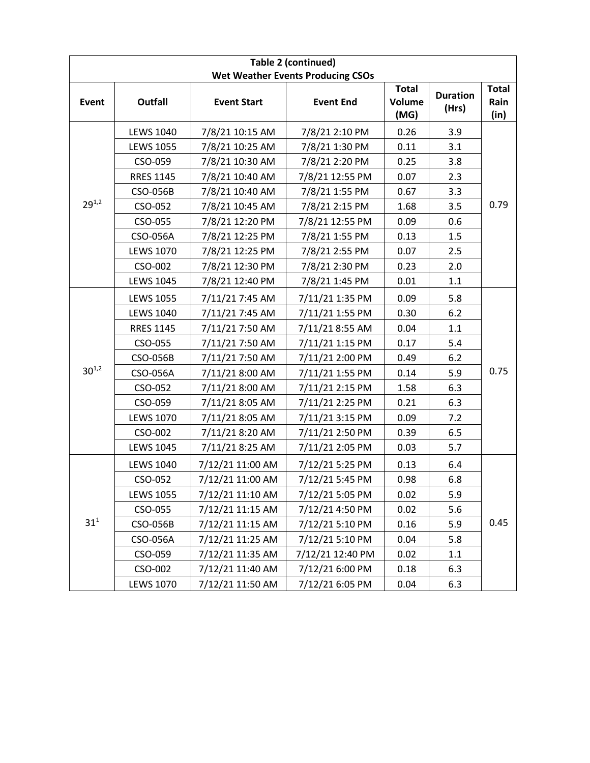| Table 2 (continued) Wet Weather Events Producing CSOs | | | | | | |
|---|---|---|---|---|---|---|
| Event | Outfall | Event Start | Event End | Total Volume (MG) | Duration (Hrs) | Total Rain (in) |
| 29[1,2] | LEWS 1040 | 7/8/21 10:15 AM | 7/8/21 2:10 PM | 0.26 | 3.9 | 0.79 |
| | LEWS 1055 | 7/8/21 10:25 AM | 7/8/21 1:30 PM | 0.11 | 3.1 | |
| | CSO-059 | 7/8/21 10:30 AM | 7/8/21 2:20 PM | 0.25 | 3.8 | |
| | RRES 1145 | 7/8/21 10:40 AM | 7/8/21 12:55 PM | 0.07 | 2.3 | |
| | CSO-056B | 7/8/21 10:40 AM | 7/8/21 1:55 PM | 0.67 | 3.3 | |
| | CSO-052 | 7/8/21 10:45 AM | 7/8/21 2:15 PM | 1.68 | 3.5 | |
| | CSO-055 | 7/8/21 12:20 PM | 7/8/21 12:55 PM | 0.09 | 0.6 | |
| | CSO-056A | 7/8/21 12:25 PM | 7/8/21 1:55 PM | 0.13 | 1.5 | |
| | LEWS 1070 | 7/8/21 12:25 PM | 7/8/21 2:55 PM | 0.07 | 2.5 | |
| | CSO-002 | 7/8/21 12:30 PM | 7/8/21 2:30 PM | 0.23 | 2.0 | |
| | LEWS 1045 | 7/8/21 12:40 PM | 7/8/21 1:45 PM | 0.01 | 1.1 | |
| 30[1,2] | LEWS 1055 | 7/11/21 7:45 AM | 7/11/21 1:35 PM | 0.09 | 5.8 | 0.75 |
| | LEWS 1040 | 7/11/21 7:45 AM | 7/11/21 1:55 PM | 0.30 | 6.2 | |
| | RRES 1145 | 7/11/21 7:50 AM | 7/11/21 8:55 AM | 0.04 | 1.1 | |
| | CSO-055 | 7/11/21 7:50 AM | 7/11/21 1:15 PM | 0.17 | 5.4 | |
| | CSO-056B | 7/11/21 7:50 AM | 7/11/21 2:00 PM | 0.49 | 6.2 | |
| | CSO-056A | 7/11/21 8:00 AM | 7/11/21 1:55 PM | 0.14 | 5.9 | |
| | CSO-052 | 7/11/21 8:00 AM | 7/11/21 2:15 PM | 1.58 | 6.3 | |
| | CSO-059 | 7/11/21 8:05 AM | 7/11/21 2:25 PM | 0.21 | 6.3 | |
| | LEWS 1070 | 7/11/21 8:05 AM | 7/11/21 3:15 PM | 0.09 | 7.2 | |
| | CSO-002 | 7/11/21 8:20 AM | 7/11/21 2:50 PM | 0.39 | 6.5 | |
| | LEWS 1045 | 7/11/21 8:25 AM | 7/11/21 2:05 PM | 0.03 | 5.7 | |
| 31[1] | LEWS 1040 | 7/12/21 11:00 AM | 7/12/21 5:25 PM | 0.13 | 6.4 | 0.45 |
| | CSO-052 | 7/12/21 11:00 AM | 7/12/21 5:45 PM | 0.98 | 6.8 | |
| | LEWS 1055 | 7/12/21 11:10 AM | 7/12/21 5:05 PM | 0.02 | 5.9 | |
| | CSO-055 | 7/12/21 11:15 AM | 7/12/21 4:50 PM | 0.02 | 5.6 | |
| | CSO-056B | 7/12/21 11:15 AM | 7/12/21 5:10 PM | 0.16 | 5.9 | |
| | CSO-056A | 7/12/21 11:25 AM | 7/12/21 5:10 PM | 0.04 | 5.8 | |
| | CSO-059 | 7/12/21 11:35 AM | 7/12/21 12:40 PM | 0.02 | 1.1 | |
| | CSO-002 | 7/12/21 11:40 AM | 7/12/21 6:00 PM | 0.18 | 6.3 | |
| | LEWS 1070 | 7/12/21 11:50 AM | 7/12/21 6:05 PM | 0.04 | 6.3 | |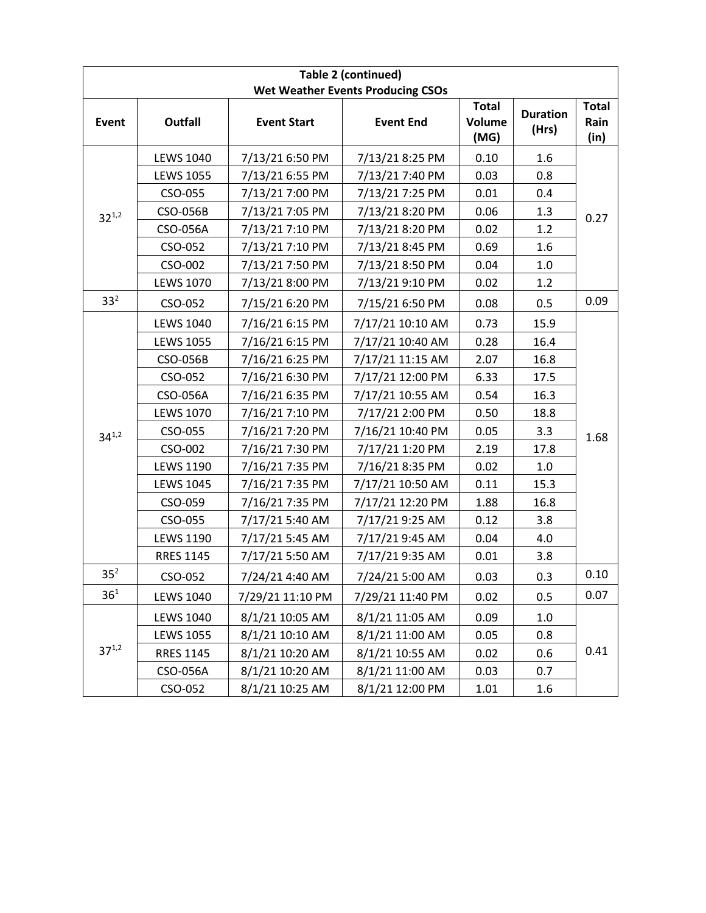| Table 2 (continued) Wet Weather Events Producing CSOs | | | | | | |
|---|---|---|---|---|---|---|
| Event | Outfall | Event Start | Event End | Total Volume (MG) | Duration (Hrs) | Total Rain (in) |
| 32[1,2] | LEWS 1040 | 7/13/21 6:50 PM | 7/13/21 8:25 PM | 0.10 | 1.6 | 0.27 |
| | LEWS 1055 | 7/13/21 6:55 PM | 7/13/21 7:40 PM | 0.03 | 0.8 | |
| | CSO-055 | 7/13/21 7:00 PM | 7/13/21 7:25 PM | 0.01 | 0.4 | |
| | CSO-056B | 7/13/21 7:05 PM | 7/13/21 8:20 PM | 0.06 | 1.3 | |
| | CSO-056A | 7/13/21 7:10 PM | 7/13/21 8:20 PM | 0.02 | 1.2 | |
| | CSO-052 | 7/13/21 7:10 PM | 7/13/21 8:45 PM | 0.69 | 1.6 | |
| | CSO-002 | 7/13/21 7:50 PM | 7/13/21 8:50 PM | 0.04 | 1.0 | |
| | LEWS 1070 | 7/13/21 8:00 PM | 7/13/21 9:10 PM | 0.02 | 1.2 | |
| 33[2] | CSO-052 | 7/15/21 6:20 PM | 7/15/21 6:50 PM | 0.08 | 0.5 | 0.09 |
| 34[1,2] | LEWS 1040 | 7/16/21 6:15 PM | 7/17/21 10:10 AM | 0.73 | 15.9 | 1.68 |
| | LEWS 1055 | 7/16/21 6:15 PM | 7/17/21 10:40 AM | 0.28 | 16.4 | |
| | CSO-056B | 7/16/21 6:25 PM | 7/17/21 11:15 AM | 2.07 | 16.8 | |
| | CSO-052 | 7/16/21 6:30 PM | 7/17/21 12:00 PM | 6.33 | 17.5 | |
| | CSO-056A | 7/16/21 6:35 PM | 7/17/21 10:55 AM | 0.54 | 16.3 | |
| | LEWS 1070 | 7/16/21 7:10 PM | 7/17/21 2:00 PM | 0.50 | 18.8 | |
| | CSO-055 | 7/16/21 7:20 PM | 7/16/21 10:40 PM | 0.05 | 3.3 | |
| | CSO-002 | 7/16/21 7:30 PM | 7/17/21 1:20 PM | 2.19 | 17.8 | |
| | LEWS 1190 | 7/16/21 7:35 PM | 7/16/21 8:35 PM | 0.02 | 1.0 | |
| | LEWS 1045 | 7/16/21 7:35 PM | 7/17/21 10:50 AM | 0.11 | 15.3 | |
| | CSO-059 | 7/16/21 7:35 PM | 7/17/21 12:20 PM | 1.88 | 16.8 | |
| | CSO-055 | 7/17/21 5:40 AM | 7/17/21 9:25 AM | 0.12 | 3.8 | |
| | LEWS 1190 | 7/17/21 5:45 AM | 7/17/21 9:45 AM | 0.04 | 4.0 | |
| | RRES 1145 | 7/17/21 5:50 AM | 7/17/21 9:35 AM | 0.01 | 3.8 | |
| 35[2] | CSO-052 | 7/24/21 4:40 AM | 7/24/21 5:00 AM | 0.03 | 0.3 | 0.10 |
| 36[1] | LEWS 1040 | 7/29/21 11:10 PM | 7/29/21 11:40 PM | 0.02 | 0.5 | 0.07 |
| 37[1,2] | LEWS 1040 | 8/1/21 10:05 AM | 8/1/21 11:05 AM | 0.09 | 1.0 | 0.41 |
| | LEWS 1055 | 8/1/21 10:10 AM | 8/1/21 11:00 AM | 0.05 | 0.8 | |
| | RRES 1145 | 8/1/21 10:20 AM | 8/1/21 10:55 AM | 0.02 | 0.6 | |
| | CSO-056A | 8/1/21 10:20 AM | 8/1/21 11:00 AM | 0.03 | 0.7 | |
| | CSO-052 | 8/1/21 10:25 AM | 8/1/21 12:00 PM | 1.01 | 1.6 | |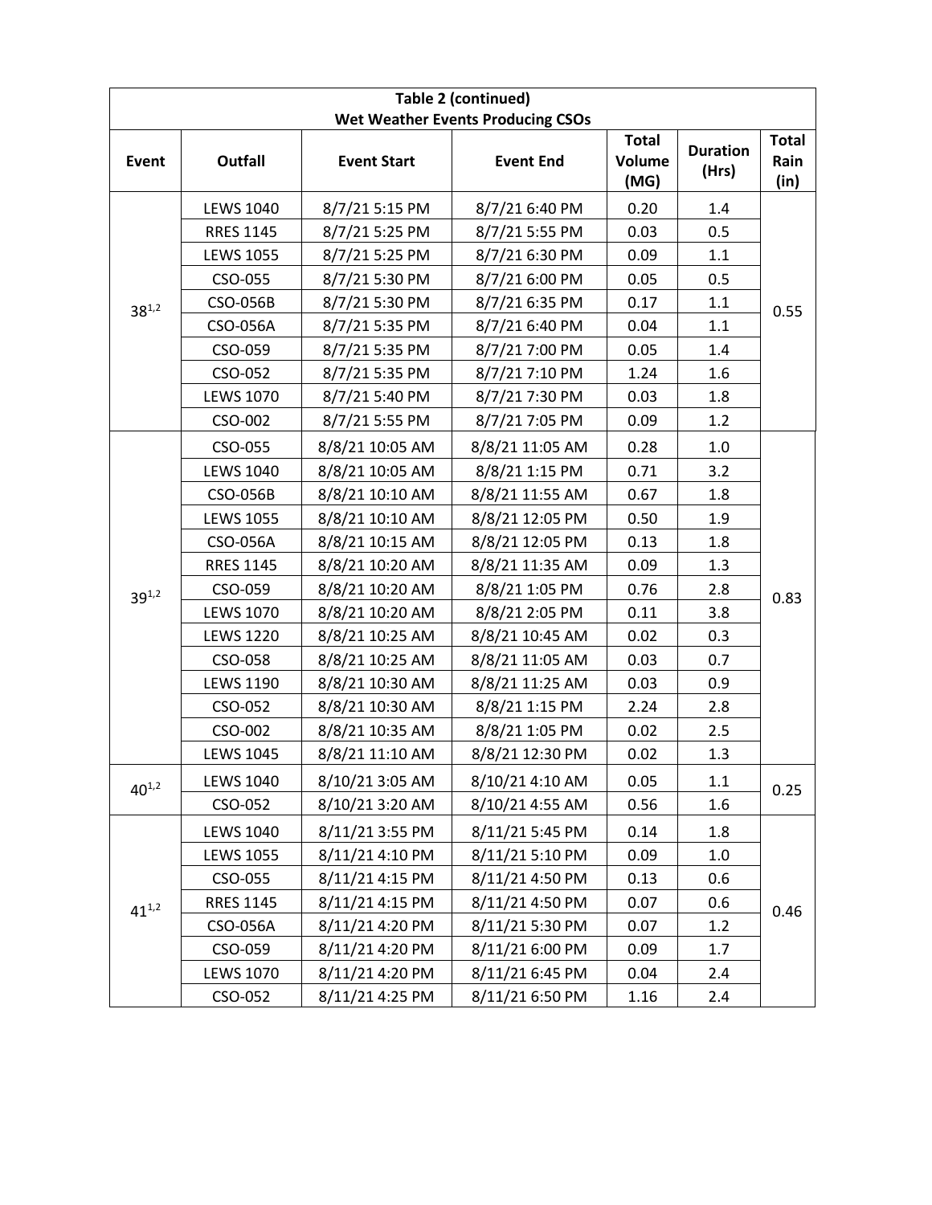| Table 2 (continued) Wet Weather Events Producing CSOs | | | | | | |
|---|---|---|---|---|---|---|
| **Event** | **Outfall** | **Event Start** | **Event End** | **Total Volume (MG)** | **Duration (Hrs)** | **Total Rain (in)** |
| 38[1,2] | LEWS 1040 | 8/7/21 5:15 PM | 8/7/21 6:40 PM | 0.20 | 1.4 | 0.55 |
| | RRES 1145 | 8/7/21 5:25 PM | 8/7/21 5:55 PM | 0.03 | 0.5 | |
| | LEWS 1055 | 8/7/21 5:25 PM | 8/7/21 6:30 PM | 0.09 | 1.1 | |
| | CSO-055 | 8/7/21 5:30 PM | 8/7/21 6:00 PM | 0.05 | 0.5 | |
| | CSO-056B | 8/7/21 5:30 PM | 8/7/21 6:35 PM | 0.17 | 1.1 | |
| | CSO-056A | 8/7/21 5:35 PM | 8/7/21 6:40 PM | 0.04 | 1.1 | |
| | CSO-059 | 8/7/21 5:35 PM | 8/7/21 7:00 PM | 0.05 | 1.4 | |
| | CSO-052 | 8/7/21 5:35 PM | 8/7/21 7:10 PM | 1.24 | 1.6 | |
| | LEWS 1070 | 8/7/21 5:40 PM | 8/7/21 7:30 PM | 0.03 | 1.8 | |
| | CSO-002 | 8/7/21 5:55 PM | 8/7/21 7:05 PM | 0.09 | 1.2 | |
| 39[1,2] | CSO-055 | 8/8/21 10:05 AM | 8/8/21 11:05 AM | 0.28 | 1.0 | 0.83 |
| | LEWS 1040 | 8/8/21 10:05 AM | 8/8/21 1:15 PM | 0.71 | 3.2 | |
| | CSO-056B | 8/8/21 10:10 AM | 8/8/21 11:55 AM | 0.67 | 1.8 | |
| | LEWS 1055 | 8/8/21 10:10 AM | 8/8/21 12:05 PM | 0.50 | 1.9 | |
| | CSO-056A | 8/8/21 10:15 AM | 8/8/21 12:05 PM | 0.13 | 1.8 | |
| | RRES 1145 | 8/8/21 10:20 AM | 8/8/21 11:35 AM | 0.09 | 1.3 | |
| | CSO-059 | 8/8/21 10:20 AM | 8/8/21 1:05 PM | 0.76 | 2.8 | |
| | LEWS 1070 | 8/8/21 10:20 AM | 8/8/21 2:05 PM | 0.11 | 3.8 | |
| | LEWS 1220 | 8/8/21 10:25 AM | 8/8/21 10:45 AM | 0.02 | 0.3 | |
| | CSO-058 | 8/8/21 10:25 AM | 8/8/21 11:05 AM | 0.03 | 0.7 | |
| | LEWS 1190 | 8/8/21 10:30 AM | 8/8/21 11:25 AM | 0.03 | 0.9 | |
| | CSO-052 | 8/8/21 10:30 AM | 8/8/21 1:15 PM | 2.24 | 2.8 | |
| | CSO-002 | 8/8/21 10:35 AM | 8/8/21 1:05 PM | 0.02 | 2.5 | |
| | LEWS 1045 | 8/8/21 11:10 AM | 8/8/21 12:30 PM | 0.02 | 1.3 | |
| 40[1,2] | LEWS 1040 | 8/10/21 3:05 AM | 8/10/21 4:10 AM | 0.05 | 1.1 | 0.25 |
| | CSO-052 | 8/10/21 3:20 AM | 8/10/21 4:55 AM | 0.56 | 1.6 | |
| 41[1,2] | LEWS 1040 | 8/11/21 3:55 PM | 8/11/21 5:45 PM | 0.14 | 1.8 | 0.46 |
| | LEWS 1055 | 8/11/21 4:10 PM | 8/11/21 5:10 PM | 0.09 | 1.0 | |
| | CSO-055 | 8/11/21 4:15 PM | 8/11/21 4:50 PM | 0.13 | 0.6 | |
| | RRES 1145 | 8/11/21 4:15 PM | 8/11/21 4:50 PM | 0.07 | 0.6 | |
| | CSO-056A | 8/11/21 4:20 PM | 8/11/21 5:30 PM | 0.07 | 1.2 | |
| | CSO-059 | 8/11/21 4:20 PM | 8/11/21 6:00 PM | 0.09 | 1.7 | |
| | LEWS 1070 | 8/11/21 4:20 PM | 8/11/21 6:45 PM | 0.04 | 2.4 | |
| | CSO-052 | 8/11/21 4:25 PM | 8/11/21 6:50 PM | 1.16 | 2.4 | |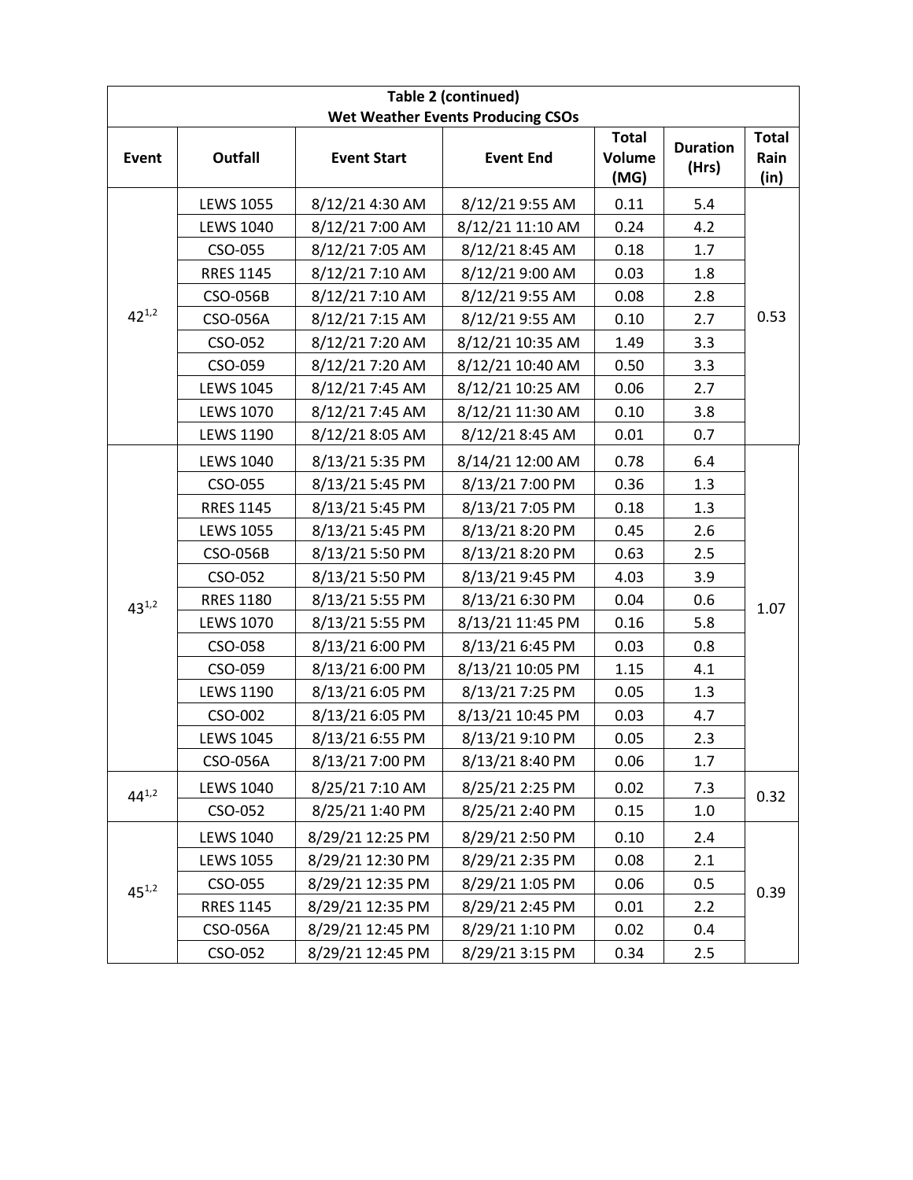| Table 2 (continued) Wet Weather Events Producing CSOs | | | | | | |
|---|---|---|---|---|---|---|
| **Event** | **Outfall** | **Event Start** | **Event End** | **Total Volume (MG)** | **Duration (Hrs)** | **Total Rain (in)** |
| 42[1,2] | LEWS 1055 | 8/12/21 4:30 AM | 8/12/21 9:55 AM | 0.11 | 5.4 | 0.53 |
| | LEWS 1040 | 8/12/21 7:00 AM | 8/12/21 11:10 AM | 0.24 | 4.2 | |
| | CSO-055 | 8/12/21 7:05 AM | 8/12/21 8:45 AM | 0.18 | 1.7 | |
| | RRES 1145 | 8/12/21 7:10 AM | 8/12/21 9:00 AM | 0.03 | 1.8 | |
| | CSO-056B | 8/12/21 7:10 AM | 8/12/21 9:55 AM | 0.08 | 2.8 | |
| | CSO-056A | 8/12/21 7:15 AM | 8/12/21 9:55 AM | 0.10 | 2.7 | |
| | CSO-052 | 8/12/21 7:20 AM | 8/12/21 10:35 AM | 1.49 | 3.3 | |
| | CSO-059 | 8/12/21 7:20 AM | 8/12/21 10:40 AM | 0.50 | 3.3 | |
| | LEWS 1045 | 8/12/21 7:45 AM | 8/12/21 10:25 AM | 0.06 | 2.7 | |
| | LEWS 1070 | 8/12/21 7:45 AM | 8/12/21 11:30 AM | 0.10 | 3.8 | |
| | LEWS 1190 | 8/12/21 8:05 AM | 8/12/21 8:45 AM | 0.01 | 0.7 | |
| 43[1,2] | LEWS 1040 | 8/13/21 5:35 PM | 8/14/21 12:00 AM | 0.78 | 6.4 | 1.07 |
| | CSO-055 | 8/13/21 5:45 PM | 8/13/21 7:00 PM | 0.36 | 1.3 | |
| | RRES 1145 | 8/13/21 5:45 PM | 8/13/21 7:05 PM | 0.18 | 1.3 | |
| | LEWS 1055 | 8/13/21 5:45 PM | 8/13/21 8:20 PM | 0.45 | 2.6 | |
| | CSO-056B | 8/13/21 5:50 PM | 8/13/21 8:20 PM | 0.63 | 2.5 | |
| | CSO-052 | 8/13/21 5:50 PM | 8/13/21 9:45 PM | 4.03 | 3.9 | |
| | RRES 1180 | 8/13/21 5:55 PM | 8/13/21 6:30 PM | 0.04 | 0.6 | |
| | LEWS 1070 | 8/13/21 5:55 PM | 8/13/21 11:45 PM | 0.16 | 5.8 | |
| | CSO-058 | 8/13/21 6:00 PM | 8/13/21 6:45 PM | 0.03 | 0.8 | |
| | CSO-059 | 8/13/21 6:00 PM | 8/13/21 10:05 PM | 1.15 | 4.1 | |
| | LEWS 1190 | 8/13/21 6:05 PM | 8/13/21 7:25 PM | 0.05 | 1.3 | |
| | CSO-002 | 8/13/21 6:05 PM | 8/13/21 10:45 PM | 0.03 | 4.7 | |
| | LEWS 1045 | 8/13/21 6:55 PM | 8/13/21 9:10 PM | 0.05 | 2.3 | |
| | CSO-056A | 8/13/21 7:00 PM | 8/13/21 8:40 PM | 0.06 | 1.7 | |
| 44[1,2] | LEWS 1040 | 8/25/21 7:10 AM | 8/25/21 2:25 PM | 0.02 | 7.3 | 0.32 |
| | CSO-052 | 8/25/21 1:40 PM | 8/25/21 2:40 PM | 0.15 | 1.0 | |
| 45[1,2] | LEWS 1040 | 8/29/21 12:25 PM | 8/29/21 2:50 PM | 0.10 | 2.4 | 0.39 |
| | LEWS 1055 | 8/29/21 12:30 PM | 8/29/21 2:35 PM | 0.08 | 2.1 | |
| | CSO-055 | 8/29/21 12:35 PM | 8/29/21 1:05 PM | 0.06 | 0.5 | |
| | RRES 1145 | 8/29/21 12:35 PM | 8/29/21 2:45 PM | 0.01 | 2.2 | |
| | CSO-056A | 8/29/21 12:45 PM | 8/29/21 1:10 PM | 0.02 | 0.4 | |
| | CSO-052 | 8/29/21 12:45 PM | 8/29/21 3:15 PM | 0.34 | 2.5 | |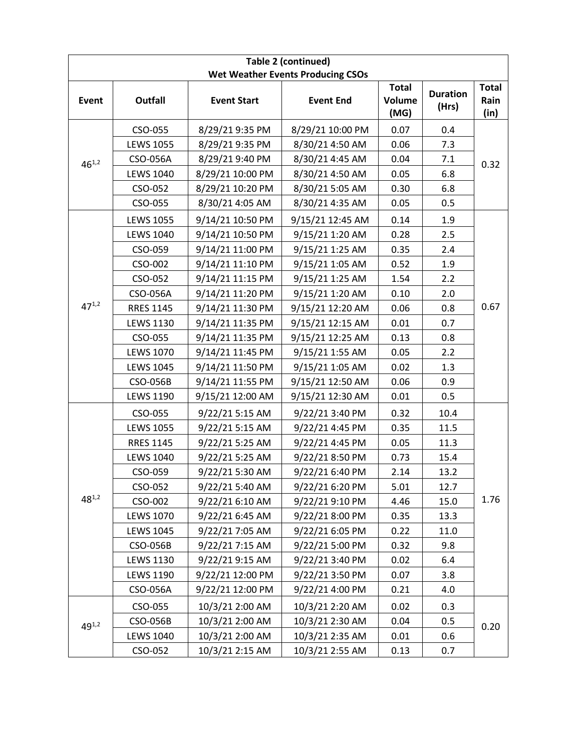| Table 2 (continued) Wet Weather Events Producing CSOs | | | | | | |
|---|---|---|---|---|---|---|
| Event | Outfall | Event Start | Event End | Total Volume (MG) | Duration (Hrs) | Total Rain (in) |
| 46[1,2] | CSO-055 | 8/29/21 9:35 PM | 8/29/21 10:00 PM | 0.07 | 0.4 | 0.32 |
| | LEWS 1055 | 8/29/21 9:35 PM | 8/30/21 4:50 AM | 0.06 | 7.3 | |
| | CSO-056A | 8/29/21 9:40 PM | 8/30/21 4:45 AM | 0.04 | 7.1 | |
| | LEWS 1040 | 8/29/21 10:00 PM | 8/30/21 4:50 AM | 0.05 | 6.8 | |
| | CSO-052 | 8/29/21 10:20 PM | 8/30/21 5:05 AM | 0.30 | 6.8 | |
| | CSO-055 | 8/30/21 4:05 AM | 8/30/21 4:35 AM | 0.05 | 0.5 | |
| 47[1,2] | LEWS 1055 | 9/14/21 10:50 PM | 9/15/21 12:45 AM | 0.14 | 1.9 | 0.67 |
| | LEWS 1040 | 9/14/21 10:50 PM | 9/15/21 1:20 AM | 0.28 | 2.5 | |
| | CSO-059 | 9/14/21 11:00 PM | 9/15/21 1:25 AM | 0.35 | 2.4 | |
| | CSO-002 | 9/14/21 11:10 PM | 9/15/21 1:05 AM | 0.52 | 1.9 | |
| | CSO-052 | 9/14/21 11:15 PM | 9/15/21 1:25 AM | 1.54 | 2.2 | |
| | CSO-056A | 9/14/21 11:20 PM | 9/15/21 1:20 AM | 0.10 | 2.0 | |
| | RRES 1145 | 9/14/21 11:30 PM | 9/15/21 12:20 AM | 0.06 | 0.8 | |
| | LEWS 1130 | 9/14/21 11:35 PM | 9/15/21 12:15 AM | 0.01 | 0.7 | |
| | CSO-055 | 9/14/21 11:35 PM | 9/15/21 12:25 AM | 0.13 | 0.8 | |
| | LEWS 1070 | 9/14/21 11:45 PM | 9/15/21 1:55 AM | 0.05 | 2.2 | |
| | LEWS 1045 | 9/14/21 11:50 PM | 9/15/21 1:05 AM | 0.02 | 1.3 | |
| | CSO-056B | 9/14/21 11:55 PM | 9/15/21 12:50 AM | 0.06 | 0.9 | |
| | LEWS 1190 | 9/15/21 12:00 AM | 9/15/21 12:30 AM | 0.01 | 0.5 | |
| 48[1,2] | CSO-055 | 9/22/21 5:15 AM | 9/22/21 3:40 PM | 0.32 | 10.4 | 1.76 |
| | LEWS 1055 | 9/22/21 5:15 AM | 9/22/21 4:45 PM | 0.35 | 11.5 | |
| | RRES 1145 | 9/22/21 5:25 AM | 9/22/21 4:45 PM | 0.05 | 11.3 | |
| | LEWS 1040 | 9/22/21 5:25 AM | 9/22/21 8:50 PM | 0.73 | 15.4 | |
| | CSO-059 | 9/22/21 5:30 AM | 9/22/21 6:40 PM | 2.14 | 13.2 | |
| | CSO-052 | 9/22/21 5:40 AM | 9/22/21 6:20 PM | 5.01 | 12.7 | |
| | CSO-002 | 9/22/21 6:10 AM | 9/22/21 9:10 PM | 4.46 | 15.0 | |
| | LEWS 1070 | 9/22/21 6:45 AM | 9/22/21 8:00 PM | 0.35 | 13.3 | |
| | LEWS 1045 | 9/22/21 7:05 AM | 9/22/21 6:05 PM | 0.22 | 11.0 | |
| | CSO-056B | 9/22/21 7:15 AM | 9/22/21 5:00 PM | 0.32 | 9.8 | |
| | LEWS 1130 | 9/22/21 9:15 AM | 9/22/21 3:40 PM | 0.02 | 6.4 | |
| | LEWS 1190 | 9/22/21 12:00 PM | 9/22/21 3:50 PM | 0.07 | 3.8 | |
| | CSO-056A | 9/22/21 12:00 PM | 9/22/21 4:00 PM | 0.21 | 4.0 | |
| 49[1,2] | CSO-055 | 10/3/21 2:00 AM | 10/3/21 2:20 AM | 0.02 | 0.3 | 0.20 |
| | CSO-056B | 10/3/21 2:00 AM | 10/3/21 2:30 AM | 0.04 | 0.5 | |
| | LEWS 1040 | 10/3/21 2:00 AM | 10/3/21 2:35 AM | 0.01 | 0.6 | |
| | CSO-052 | 10/3/21 2:15 AM | 10/3/21 2:55 AM | 0.13 | 0.7 | |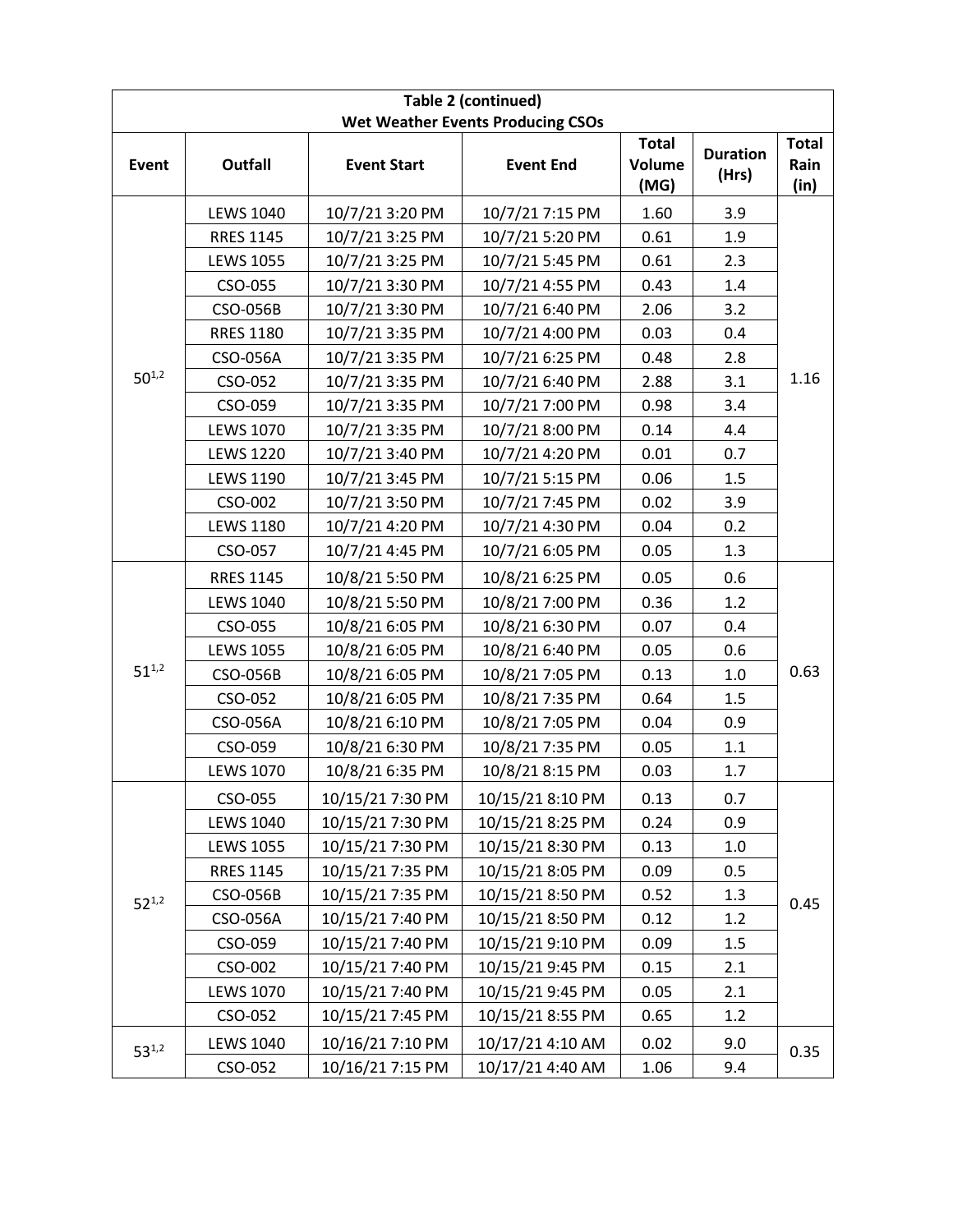| Table 2 (continued) Wet Weather Events Producing CSOs | | | | | | |
|---|---|---|---|---|---|---|
| Event | Outfall | Event Start | Event End | Total Volume (MG) | Duration (Hrs) | Total Rain (in) |
| 50[1,2] | LEWS 1040 | 10/7/21 3:20 PM | 10/7/21 7:15 PM | 1.60 | 3.9 | 1.16 |
| | RRES 1145 | 10/7/21 3:25 PM | 10/7/21 5:20 PM | 0.61 | 1.9 | |
| | LEWS 1055 | 10/7/21 3:25 PM | 10/7/21 5:45 PM | 0.61 | 2.3 | |
| | CSO-055 | 10/7/21 3:30 PM | 10/7/21 4:55 PM | 0.43 | 1.4 | |
| | CSO-056B | 10/7/21 3:30 PM | 10/7/21 6:40 PM | 2.06 | 3.2 | |
| | RRES 1180 | 10/7/21 3:35 PM | 10/7/21 4:00 PM | 0.03 | 0.4 | |
| | CSO-056A | 10/7/21 3:35 PM | 10/7/21 6:25 PM | 0.48 | 2.8 | |
| | CSO-052 | 10/7/21 3:35 PM | 10/7/21 6:40 PM | 2.88 | 3.1 | |
| | CSO-059 | 10/7/21 3:35 PM | 10/7/21 7:00 PM | 0.98 | 3.4 | |
| | LEWS 1070 | 10/7/21 3:35 PM | 10/7/21 8:00 PM | 0.14 | 4.4 | |
| | LEWS 1220 | 10/7/21 3:40 PM | 10/7/21 4:20 PM | 0.01 | 0.7 | |
| | LEWS 1190 | 10/7/21 3:45 PM | 10/7/21 5:15 PM | 0.06 | 1.5 | |
| | CSO-002 | 10/7/21 3:50 PM | 10/7/21 7:45 PM | 0.02 | 3.9 | |
| | LEWS 1180 | 10/7/21 4:20 PM | 10/7/21 4:30 PM | 0.04 | 0.2 | |
| | CSO-057 | 10/7/21 4:45 PM | 10/7/21 6:05 PM | 0.05 | 1.3 | |
| 51[1,2] | RRES 1145 | 10/8/21 5:50 PM | 10/8/21 6:25 PM | 0.05 | 0.6 | 0.63 |
| | LEWS 1040 | 10/8/21 5:50 PM | 10/8/21 7:00 PM | 0.36 | 1.2 | |
| | CSO-055 | 10/8/21 6:05 PM | 10/8/21 6:30 PM | 0.07 | 0.4 | |
| | LEWS 1055 | 10/8/21 6:05 PM | 10/8/21 6:40 PM | 0.05 | 0.6 | |
| | CSO-056B | 10/8/21 6:05 PM | 10/8/21 7:05 PM | 0.13 | 1.0 | |
| | CSO-052 | 10/8/21 6:05 PM | 10/8/21 7:35 PM | 0.64 | 1.5 | |
| | CSO-056A | 10/8/21 6:10 PM | 10/8/21 7:05 PM | 0.04 | 0.9 | |
| | CSO-059 | 10/8/21 6:30 PM | 10/8/21 7:35 PM | 0.05 | 1.1 | |
| | LEWS 1070 | 10/8/21 6:35 PM | 10/8/21 8:15 PM | 0.03 | 1.7 | |
| 52[1,2] | CSO-055 | 10/15/21 7:30 PM | 10/15/21 8:10 PM | 0.13 | 0.7 | 0.45 |
| | LEWS 1040 | 10/15/21 7:30 PM | 10/15/21 8:25 PM | 0.24 | 0.9 | |
| | LEWS 1055 | 10/15/21 7:30 PM | 10/15/21 8:30 PM | 0.13 | 1.0 | |
| | RRES 1145 | 10/15/21 7:35 PM | 10/15/21 8:05 PM | 0.09 | 0.5 | |
| | CSO-056B | 10/15/21 7:35 PM | 10/15/21 8:50 PM | 0.52 | 1.3 | |
| | CSO-056A | 10/15/21 7:40 PM | 10/15/21 8:50 PM | 0.12 | 1.2 | |
| | CSO-059 | 10/15/21 7:40 PM | 10/15/21 9:10 PM | 0.09 | 1.5 | |
| | CSO-002 | 10/15/21 7:40 PM | 10/15/21 9:45 PM | 0.15 | 2.1 | |
| | LEWS 1070 | 10/15/21 7:40 PM | 10/15/21 9:45 PM | 0.05 | 2.1 | |
| | CSO-052 | 10/15/21 7:45 PM | 10/15/21 8:55 PM | 0.65 | 1.2 | |
| 53[1,2] | LEWS 1040 | 10/16/21 7:10 PM | 10/17/21 4:10 AM | 0.02 | 9.0 | 0.35 |
| | CSO-052 | 10/16/21 7:15 PM | 10/17/21 4:40 AM | 1.06 | 9.4 | |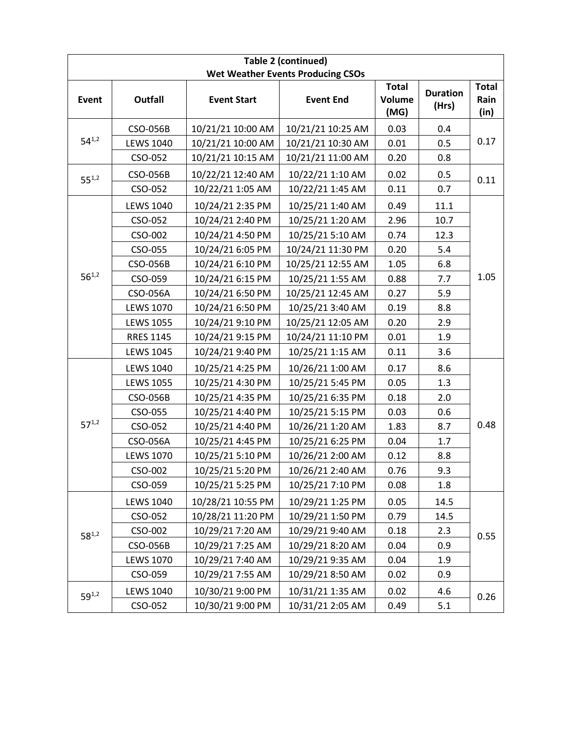**Table 2 (continued)**
**Wet Weather Events Producing CSOs**

| Event | Outfall | Event Start | Event End | Total Volume (MG) | Duration (Hrs) | Total Rain (in) |
|---|---|---|---|---|---|---|
| 54[1,2] | CSO-056B | 10/21/21 10:00 AM | 10/21/21 10:25 AM | 0.03 | 0.4 | 0.17 |
| | LEWS 1040 | 10/21/21 10:00 AM | 10/21/21 10:30 AM | 0.01 | 0.5 | |
| | CSO-052 | 10/21/21 10:15 AM | 10/21/21 11:00 AM | 0.20 | 0.8 | |
| 55[1,2] | CSO-056B | 10/22/21 12:40 AM | 10/22/21 1:10 AM | 0.02 | 0.5 | 0.11 |
| | CSO-052 | 10/22/21 1:05 AM | 10/22/21 1:45 AM | 0.11 | 0.7 | |
| 56[1,2] | LEWS 1040 | 10/24/21 2:35 PM | 10/25/21 1:40 AM | 0.49 | 11.1 | 1.05 |
| | CSO-052 | 10/24/21 2:40 PM | 10/25/21 1:20 AM | 2.96 | 10.7 | |
| | CSO-002 | 10/24/21 4:50 PM | 10/25/21 5:10 AM | 0.74 | 12.3 | |
| | CSO-055 | 10/24/21 6:05 PM | 10/24/21 11:30 PM | 0.20 | 5.4 | |
| | CSO-056B | 10/24/21 6:10 PM | 10/25/21 12:55 AM | 1.05 | 6.8 | |
| | CSO-059 | 10/24/21 6:15 PM | 10/25/21 1:55 AM | 0.88 | 7.7 | |
| | CSO-056A | 10/24/21 6:50 PM | 10/25/21 12:45 AM | 0.27 | 5.9 | |
| | LEWS 1070 | 10/24/21 6:50 PM | 10/25/21 3:40 AM | 0.19 | 8.8 | |
| | LEWS 1055 | 10/24/21 9:10 PM | 10/25/21 12:05 AM | 0.20 | 2.9 | |
| | RRES 1145 | 10/24/21 9:15 PM | 10/24/21 11:10 PM | 0.01 | 1.9 | |
| | LEWS 1045 | 10/24/21 9:40 PM | 10/25/21 1:15 AM | 0.11 | 3.6 | |
| 57[1,2] | LEWS 1040 | 10/25/21 4:25 PM | 10/26/21 1:00 AM | 0.17 | 8.6 | 0.48 |
| | LEWS 1055 | 10/25/21 4:30 PM | 10/25/21 5:45 PM | 0.05 | 1.3 | |
| | CSO-056B | 10/25/21 4:35 PM | 10/25/21 6:35 PM | 0.18 | 2.0 | |
| | CSO-055 | 10/25/21 4:40 PM | 10/25/21 5:15 PM | 0.03 | 0.6 | |
| | CSO-052 | 10/25/21 4:40 PM | 10/26/21 1:20 AM | 1.83 | 8.7 | |
| | CSO-056A | 10/25/21 4:45 PM | 10/25/21 6:25 PM | 0.04 | 1.7 | |
| | LEWS 1070 | 10/25/21 5:10 PM | 10/26/21 2:00 AM | 0.12 | 8.8 | |
| | CSO-002 | 10/25/21 5:20 PM | 10/26/21 2:40 AM | 0.76 | 9.3 | |
| | CSO-059 | 10/25/21 5:25 PM | 10/25/21 7:10 PM | 0.08 | 1.8 | |
| 58[1,2] | LEWS 1040 | 10/28/21 10:55 PM | 10/29/21 1:25 PM | 0.05 | 14.5 | 0.55 |
| | CSO-052 | 10/28/21 11:20 PM | 10/29/21 1:50 PM | 0.79 | 14.5 | |
| | CSO-002 | 10/29/21 7:20 AM | 10/29/21 9:40 AM | 0.18 | 2.3 | |
| | CSO-056B | 10/29/21 7:25 AM | 10/29/21 8:20 AM | 0.04 | 0.9 | |
| | LEWS 1070 | 10/29/21 7:40 AM | 10/29/21 9:35 AM | 0.04 | 1.9 | |
| | CSO-059 | 10/29/21 7:55 AM | 10/29/21 8:50 AM | 0.02 | 0.9 | |
| 59[1,2] | LEWS 1040 | 10/30/21 9:00 PM | 10/31/21 1:35 AM | 0.02 | 4.6 | 0.26 |
| | CSO-052 | 10/30/21 9:00 PM | 10/31/21 2:05 AM | 0.49 | 5.1 | |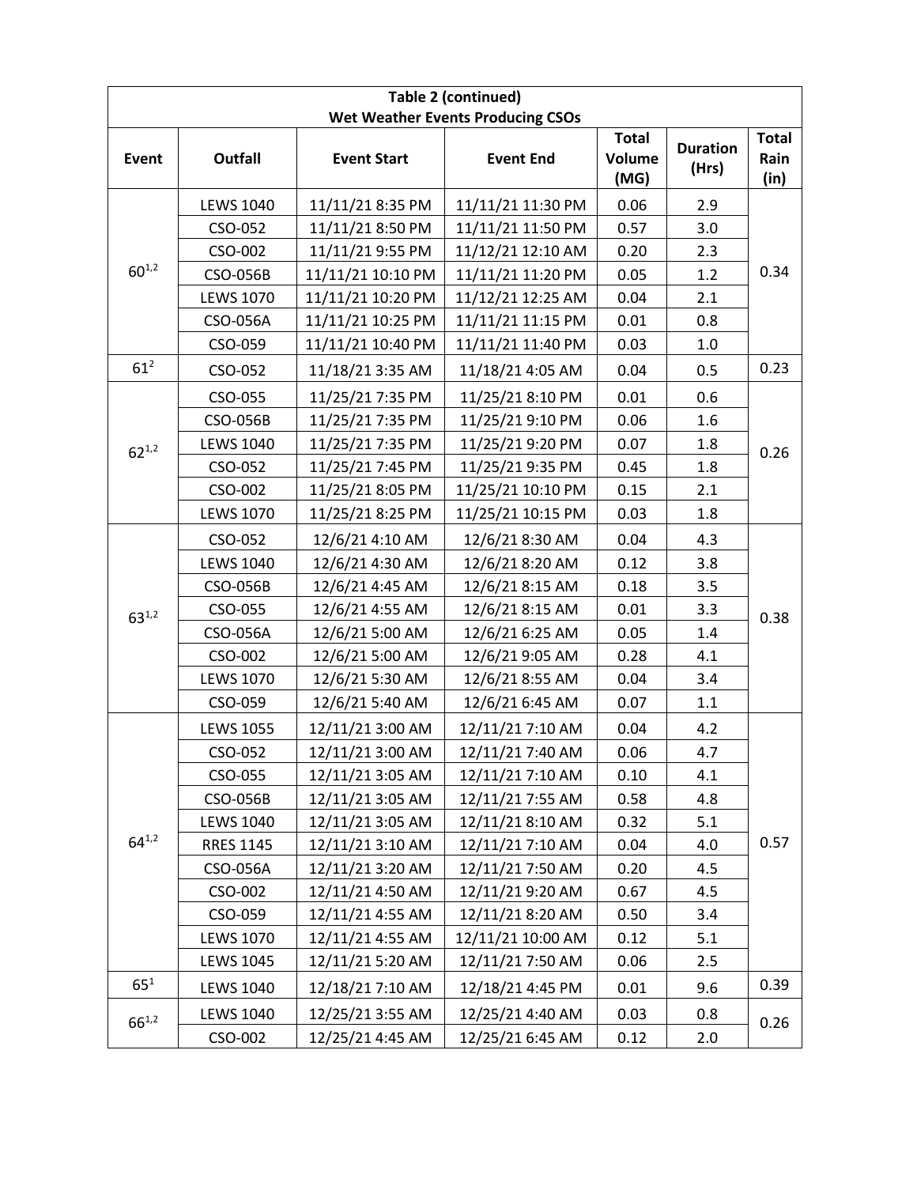| Table 2 (continued) Wet Weather Events Producing CSOs | | | | | | |
|---|---|---|---|---|---|---|
| Event | Outfall | Event Start | Event End | Total Volume (MG) | Duration (Hrs) | Total Rain (in) |
| 60[1,2] | LEWS 1040 | 11/11/21 8:35 PM | 11/11/21 11:30 PM | 0.06 | 2.9 | 0.34 |
| | CSO-052 | 11/11/21 8:50 PM | 11/11/21 11:50 PM | 0.57 | 3.0 | |
| | CSO-002 | 11/11/21 9:55 PM | 11/12/21 12:10 AM | 0.20 | 2.3 | |
| | CSO-056B | 11/11/21 10:10 PM | 11/11/21 11:20 PM | 0.05 | 1.2 | |
| | LEWS 1070 | 11/11/21 10:20 PM | 11/12/21 12:25 AM | 0.04 | 2.1 | |
| | CSO-056A | 11/11/21 10:25 PM | 11/11/21 11:15 PM | 0.01 | 0.8 | |
| | CSO-059 | 11/11/21 10:40 PM | 11/11/21 11:40 PM | 0.03 | 1.0 | |
| 61[2] | CSO-052 | 11/18/21 3:35 AM | 11/18/21 4:05 AM | 0.04 | 0.5 | 0.23 |
| 62[1,2] | CSO-055 | 11/25/21 7:35 PM | 11/25/21 8:10 PM | 0.01 | 0.6 | 0.26 |
| | CSO-056B | 11/25/21 7:35 PM | 11/25/21 9:10 PM | 0.06 | 1.6 | |
| | LEWS 1040 | 11/25/21 7:35 PM | 11/25/21 9:20 PM | 0.07 | 1.8 | |
| | CSO-052 | 11/25/21 7:45 PM | 11/25/21 9:35 PM | 0.45 | 1.8 | |
| | CSO-002 | 11/25/21 8:05 PM | 11/25/21 10:10 PM | 0.15 | 2.1 | |
| | LEWS 1070 | 11/25/21 8:25 PM | 11/25/21 10:15 PM | 0.03 | 1.8 | |
| 63[1,2] | CSO-052 | 12/6/21 4:10 AM | 12/6/21 8:30 AM | 0.04 | 4.3 | 0.38 |
| | LEWS 1040 | 12/6/21 4:30 AM | 12/6/21 8:20 AM | 0.12 | 3.8 | |
| | CSO-056B | 12/6/21 4:45 AM | 12/6/21 8:15 AM | 0.18 | 3.5 | |
| | CSO-055 | 12/6/21 4:55 AM | 12/6/21 8:15 AM | 0.01 | 3.3 | |
| | CSO-056A | 12/6/21 5:00 AM | 12/6/21 6:25 AM | 0.05 | 1.4 | |
| | CSO-002 | 12/6/21 5:00 AM | 12/6/21 9:05 AM | 0.28 | 4.1 | |
| | LEWS 1070 | 12/6/21 5:30 AM | 12/6/21 8:55 AM | 0.04 | 3.4 | |
| | CSO-059 | 12/6/21 5:40 AM | 12/6/21 6:45 AM | 0.07 | 1.1 | |
| 64[1,2] | LEWS 1055 | 12/11/21 3:00 AM | 12/11/21 7:10 AM | 0.04 | 4.2 | 0.57 |
| | CSO-052 | 12/11/21 3:00 AM | 12/11/21 7:40 AM | 0.06 | 4.7 | |
| | CSO-055 | 12/11/21 3:05 AM | 12/11/21 7:10 AM | 0.10 | 4.1 | |
| | CSO-056B | 12/11/21 3:05 AM | 12/11/21 7:55 AM | 0.58 | 4.8 | |
| | LEWS 1040 | 12/11/21 3:05 AM | 12/11/21 8:10 AM | 0.32 | 5.1 | |
| | RRES 1145 | 12/11/21 3:10 AM | 12/11/21 7:10 AM | 0.04 | 4.0 | |
| | CSO-056A | 12/11/21 3:20 AM | 12/11/21 7:50 AM | 0.20 | 4.5 | |
| | CSO-002 | 12/11/21 4:50 AM | 12/11/21 9:20 AM | 0.67 | 4.5 | |
| | CSO-059 | 12/11/21 4:55 AM | 12/11/21 8:20 AM | 0.50 | 3.4 | |
| | LEWS 1070 | 12/11/21 4:55 AM | 12/11/21 10:00 AM | 0.12 | 5.1 | |
| | LEWS 1045 | 12/11/21 5:20 AM | 12/11/21 7:50 AM | 0.06 | 2.5 | |
| 65[1] | LEWS 1040 | 12/18/21 7:10 AM | 12/18/21 4:45 PM | 0.01 | 9.6 | 0.39 |
| 66[1,2] | LEWS 1040 | 12/25/21 3:55 AM | 12/25/21 4:40 AM | 0.03 | 0.8 | 0.26 |
| | CSO-002 | 12/25/21 4:45 AM | 12/25/21 6:45 AM | 0.12 | 2.0 | |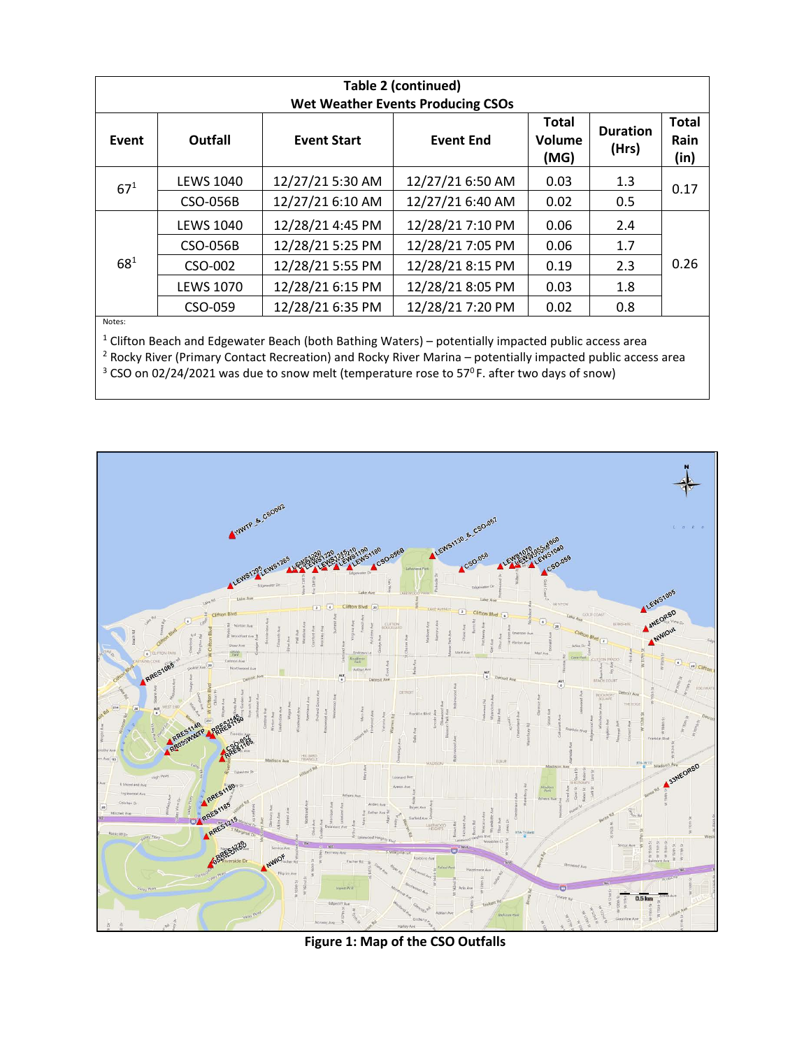| Table 2 (continued) Wet Weather Events Producing CSOs | | | | | | |
|---|---|---|---|---|---|---|
| Event | Outfall | Event Start | Event End | Total Volume (MG) | Duration (Hrs) | Total Rain (in) |
| 67[1] | LEWS 1040 | 12/27/21 5:30 AM | 12/27/21 6:50 AM | 0.03 | 1.3 | 0.17 |
| | CSO-056B | 12/27/21 6:10 AM | 12/27/21 6:40 AM | 0.02 | 0.5 | |
| 68[1] | LEWS 1040 | 12/28/21 4:45 PM | 12/28/21 7:10 PM | 0.06 | 2.4 | 0.26 |
| | CSO-056B | 12/28/21 5:25 PM | 12/28/21 7:05 PM | 0.06 | 1.7 | |
| | CSO-002 | 12/28/21 5:55 PM | 12/28/21 8:15 PM | 0.19 | 2.3 | |
| | LEWS 1070 | 12/28/21 6:15 PM | 12/28/21 8:05 PM | 0.03 | 1.8 | |
| | CSO-059 | 12/28/21 6:35 PM | 12/28/21 7:20 PM | 0.02 | 0.8 | |

Notes:

[1] Clifton Beach and Edgewater Beach (both Bathing Waters) – potentially impacted public access area
[2] Rocky River (Primary Contact Recreation) and Rocky River Marina – potentially impacted public access area
[3] CSO on 02/24/2021 was due to snow melt (temperature rose to 57$^0$F. after two days of snow)

**Figure 1: Map of the CSO Outfalls**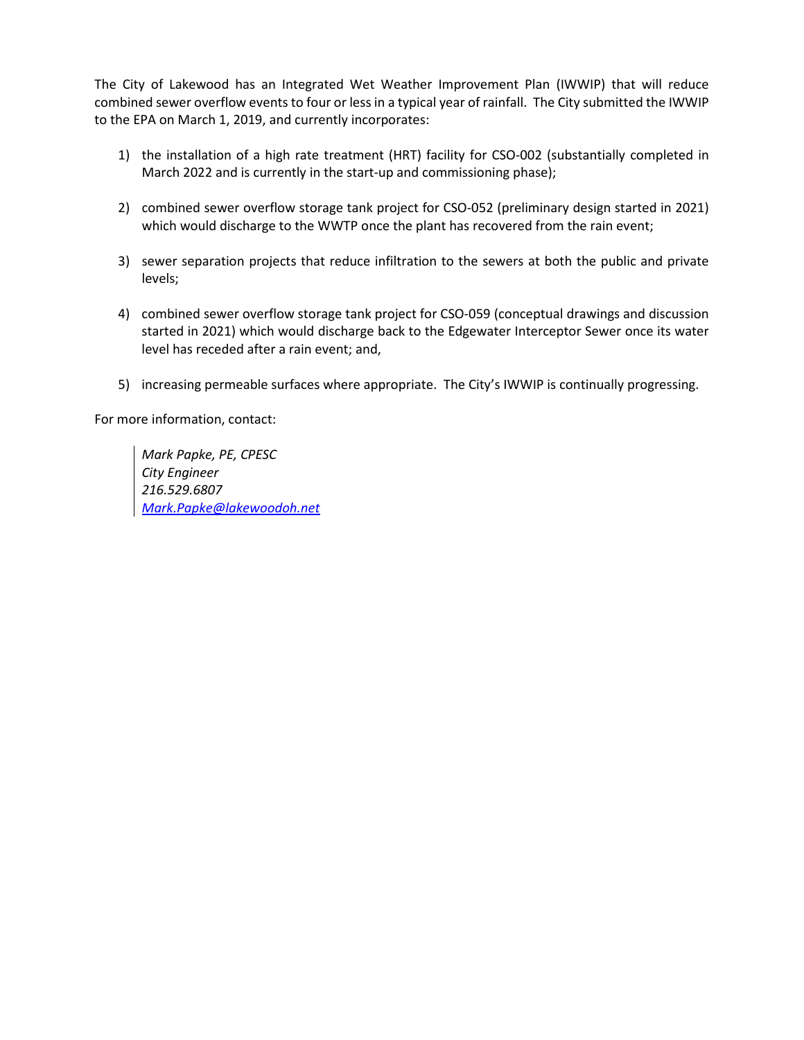The City of Lakewood has an Integrated Wet Weather Improvement Plan (IWWIP) that will reduce combined sewer overflow events to four or less in a typical year of rainfall. The City submitted the IWWIP to the EPA on March 1, 2019, and currently incorporates:

1) the installation of a high rate treatment (HRT) facility for CSO-002 (substantially completed in March 2022 and is currently in the start-up and commissioning phase);

2) combined sewer overflow storage tank project for CSO-052 (preliminary design started in 2021) which would discharge to the WWTP once the plant has recovered from the rain event;

3) sewer separation projects that reduce infiltration to the sewers at both the public and private levels;

4) combined sewer overflow storage tank project for CSO-059 (conceptual drawings and discussion started in 2021) which would discharge back to the Edgewater Interceptor Sewer once its water level has receded after a rain event; and,

5) increasing permeable surfaces where appropriate. The City's IWWIP is continually progressing.

For more information, contact:

> *Mark Papke, PE, CPESC*
> *City Engineer*
> *216.529.6807*
> *Mark.Papke@lakewoodoh.net*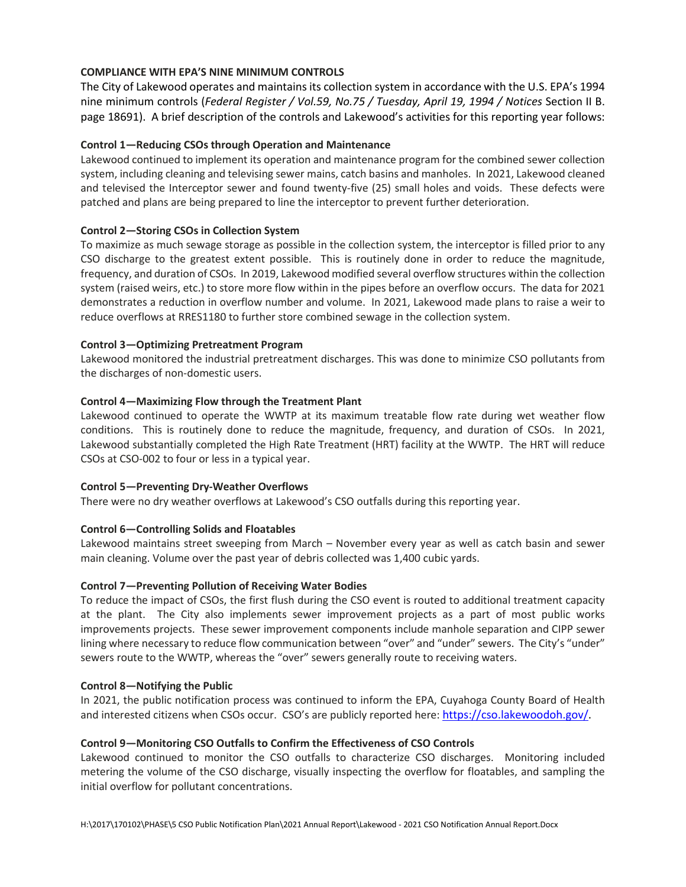**COMPLIANCE WITH EPA'S NINE MINIMUM CONTROLS**

The City of Lakewood operates and maintains its collection system in accordance with the U.S. EPA's 1994 nine minimum controls (*Federal Register / Vol.59, No.75 / Tuesday, April 19, 1994 / Notices* Section II B. page 18691). A brief description of the controls and Lakewood's activities for this reporting year follows:

**Control 1—Reducing CSOs through Operation and Maintenance**

Lakewood continued to implement its operation and maintenance program for the combined sewer collection system, including cleaning and televising sewer mains, catch basins and manholes. In 2021, Lakewood cleaned and televised the Interceptor sewer and found twenty-five (25) small holes and voids. These defects were patched and plans are being prepared to line the interceptor to prevent further deterioration.

**Control 2—Storing CSOs in Collection System**

To maximize as much sewage storage as possible in the collection system, the interceptor is filled prior to any CSO discharge to the greatest extent possible. This is routinely done in order to reduce the magnitude, frequency, and duration of CSOs. In 2019, Lakewood modified several overflow structures within the collection system (raised weirs, etc.) to store more flow within in the pipes before an overflow occurs. The data for 2021 demonstrates a reduction in overflow number and volume. In 2021, Lakewood made plans to raise a weir to reduce overflows at RRES1180 to further store combined sewage in the collection system.

**Control 3—Optimizing Pretreatment Program**

Lakewood monitored the industrial pretreatment discharges. This was done to minimize CSO pollutants from the discharges of non-domestic users.

**Control 4—Maximizing Flow through the Treatment Plant**

Lakewood continued to operate the WWTP at its maximum treatable flow rate during wet weather flow conditions. This is routinely done to reduce the magnitude, frequency, and duration of CSOs. In 2021, Lakewood substantially completed the High Rate Treatment (HRT) facility at the WWTP. The HRT will reduce CSOs at CSO-002 to four or less in a typical year.

**Control 5—Preventing Dry-Weather Overflows**

There were no dry weather overflows at Lakewood's CSO outfalls during this reporting year.

**Control 6—Controlling Solids and Floatables**

Lakewood maintains street sweeping from March – November every year as well as catch basin and sewer main cleaning. Volume over the past year of debris collected was 1,400 cubic yards.

**Control 7—Preventing Pollution of Receiving Water Bodies**

To reduce the impact of CSOs, the first flush during the CSO event is routed to additional treatment capacity at the plant. The City also implements sewer improvement projects as a part of most public works improvements projects. These sewer improvement components include manhole separation and CIPP sewer lining where necessary to reduce flow communication between "over" and "under" sewers. The City's "under" sewers route to the WWTP, whereas the "over" sewers generally route to receiving waters.

**Control 8—Notifying the Public**

In 2021, the public notification process was continued to inform the EPA, Cuyahoga County Board of Health and interested citizens when CSOs occur. CSO's are publicly reported here: [https://cso.lakewoodoh.gov/](https://cso.lakewoodoh.gov/).

**Control 9—Monitoring CSO Outfalls to Confirm the Effectiveness of CSO Controls**

Lakewood continued to monitor the CSO outfalls to characterize CSO discharges. Monitoring included metering the volume of the CSO discharge, visually inspecting the overflow for floatables, and sampling the initial overflow for pollutant concentrations.